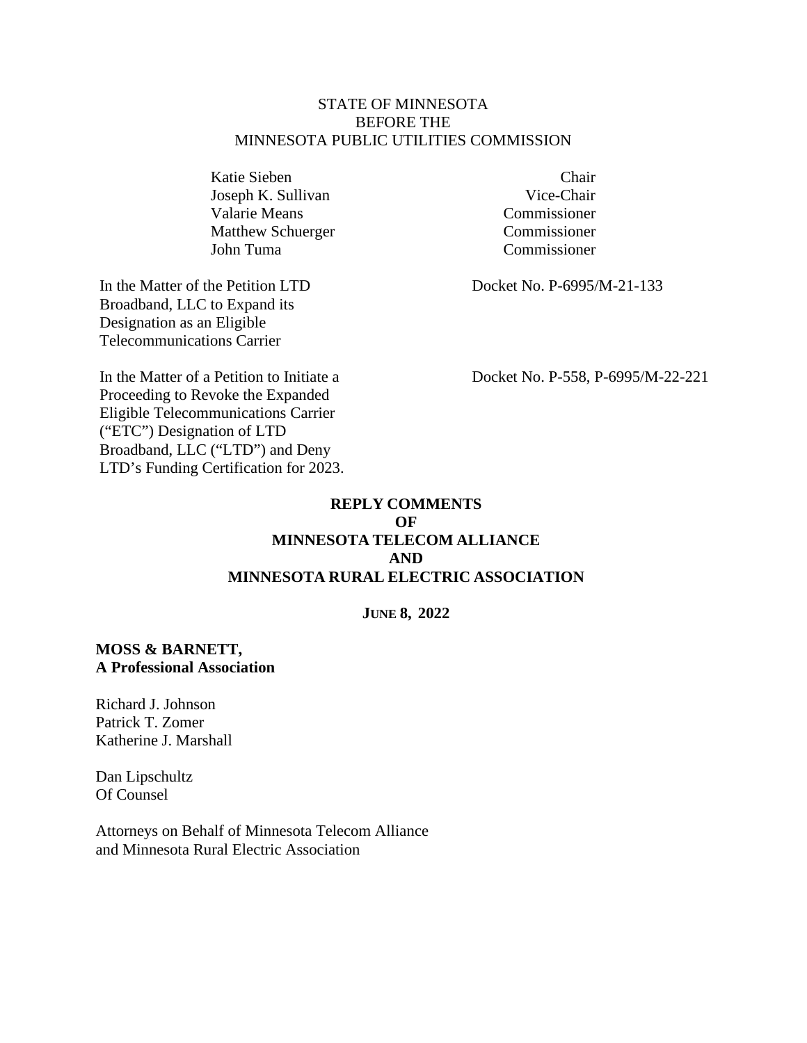STATE OF MINNESOTA
BEFORE THE
MINNESOTA PUBLIC UTILITIES COMMISSION

| | |
|---|---|
| Katie Sieben | Chair |
| Joseph K. Sullivan | Vice-Chair |
| Valarie Means | Commissioner |
| Matthew Schuerger | Commissioner |
| John Tuma | Commissioner |

| | |
|---|---|
| In the Matter of the Petition LTD Broadband, LLC to Expand its Designation as an Eligible Telecommunications Carrier | Docket No. P-6995/M-21-133 |
| In the Matter of a Petition to Initiate a Proceeding to Revoke the Expanded Eligible Telecommunications Carrier ("ETC") Designation of LTD Broadband, LLC ("LTD") and Deny LTD's Funding Certification for 2023. | Docket No. P-558, P-6995/M-22-221 |

**REPLY COMMENTS**
**OF**
**MINNESOTA TELECOM ALLIANCE**
**AND**
**MINNESOTA RURAL ELECTRIC ASSOCIATION**

**JUNE 8, 2022**

**MOSS & BARNETT,**
**A Professional Association**

Richard J. Johnson
Patrick T. Zomer
Katherine J. Marshall

Dan Lipschultz
Of Counsel

Attorneys on Behalf of Minnesota Telecom Alliance
and Minnesota Rural Electric Association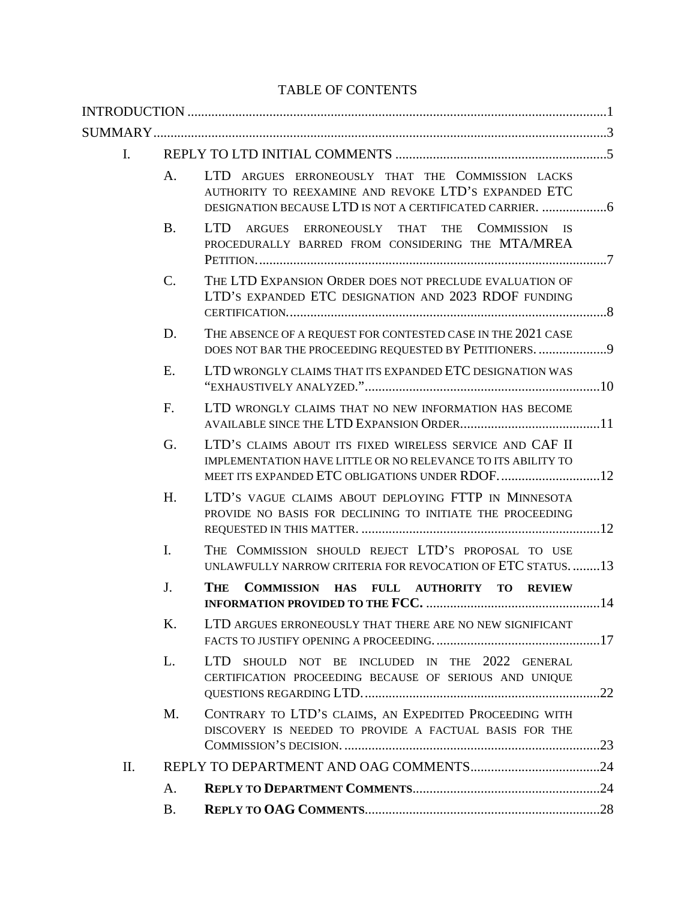# TABLE OF CONTENTS

INTRODUCTION ..........1

SUMMARY ..........3

I. REPLY TO LTD INITIAL COMMENTS ..........5

- A. LTD ARGUES ERRONEOUSLY THAT THE COMMISSION LACKS AUTHORITY TO REEXAMINE AND REVOKE LTD'S EXPANDED ETC DESIGNATION BECAUSE LTD IS NOT A CERTIFICATED CARRIER. ..........6
- B. LTD ARGUES ERRONEOUSLY THAT THE COMMISSION IS PROCEDURALLY BARRED FROM CONSIDERING THE MTA/MREA PETITION. ..........7
- C. THE LTD EXPANSION ORDER DOES NOT PRECLUDE EVALUATION OF LTD'S EXPANDED ETC DESIGNATION AND 2023 RDOF FUNDING CERTIFICATION. ..........8
- D. THE ABSENCE OF A REQUEST FOR CONTESTED CASE IN THE 2021 CASE DOES NOT BAR THE PROCEEDING REQUESTED BY PETITIONERS. ..........9
- E. LTD WRONGLY CLAIMS THAT ITS EXPANDED ETC DESIGNATION WAS "EXHAUSTIVELY ANALYZED." ..........10
- F. LTD WRONGLY CLAIMS THAT NO NEW INFORMATION HAS BECOME AVAILABLE SINCE THE LTD EXPANSION ORDER. ..........11
- G. LTD'S CLAIMS ABOUT ITS FIXED WIRELESS SERVICE AND CAF II IMPLEMENTATION HAVE LITTLE OR NO RELEVANCE TO ITS ABILITY TO MEET ITS EXPANDED ETC OBLIGATIONS UNDER RDOF. ..........12
- H. LTD'S VAGUE CLAIMS ABOUT DEPLOYING FTTP IN MINNESOTA PROVIDE NO BASIS FOR DECLINING TO INITIATE THE PROCEEDING REQUESTED IN THIS MATTER. ..........12
- I. THE COMMISSION SHOULD REJECT LTD'S PROPOSAL TO USE UNLAWFULLY NARROW CRITERIA FOR REVOCATION OF ETC STATUS. ..........13
- J. **THE COMMISSION HAS FULL AUTHORITY TO REVIEW INFORMATION PROVIDED TO THE FCC.** ..........14
- K. LTD ARGUES ERRONEOUSLY THAT THERE ARE NO NEW SIGNIFICANT FACTS TO JUSTIFY OPENING A PROCEEDING. ..........17
- L. LTD SHOULD NOT BE INCLUDED IN THE 2022 GENERAL CERTIFICATION PROCEEDING BECAUSE OF SERIOUS AND UNIQUE QUESTIONS REGARDING LTD. ..........22
- M. CONTRARY TO LTD'S CLAIMS, AN EXPEDITED PROCEEDING WITH DISCOVERY IS NEEDED TO PROVIDE A FACTUAL BASIS FOR THE COMMISSION'S DECISION. ..........23

II. REPLY TO DEPARTMENT AND OAG COMMENTS ..........24

- A. **REPLY TO DEPARTMENT COMMENTS** ..........24
- B. **REPLY TO OAG COMMENTS** ..........28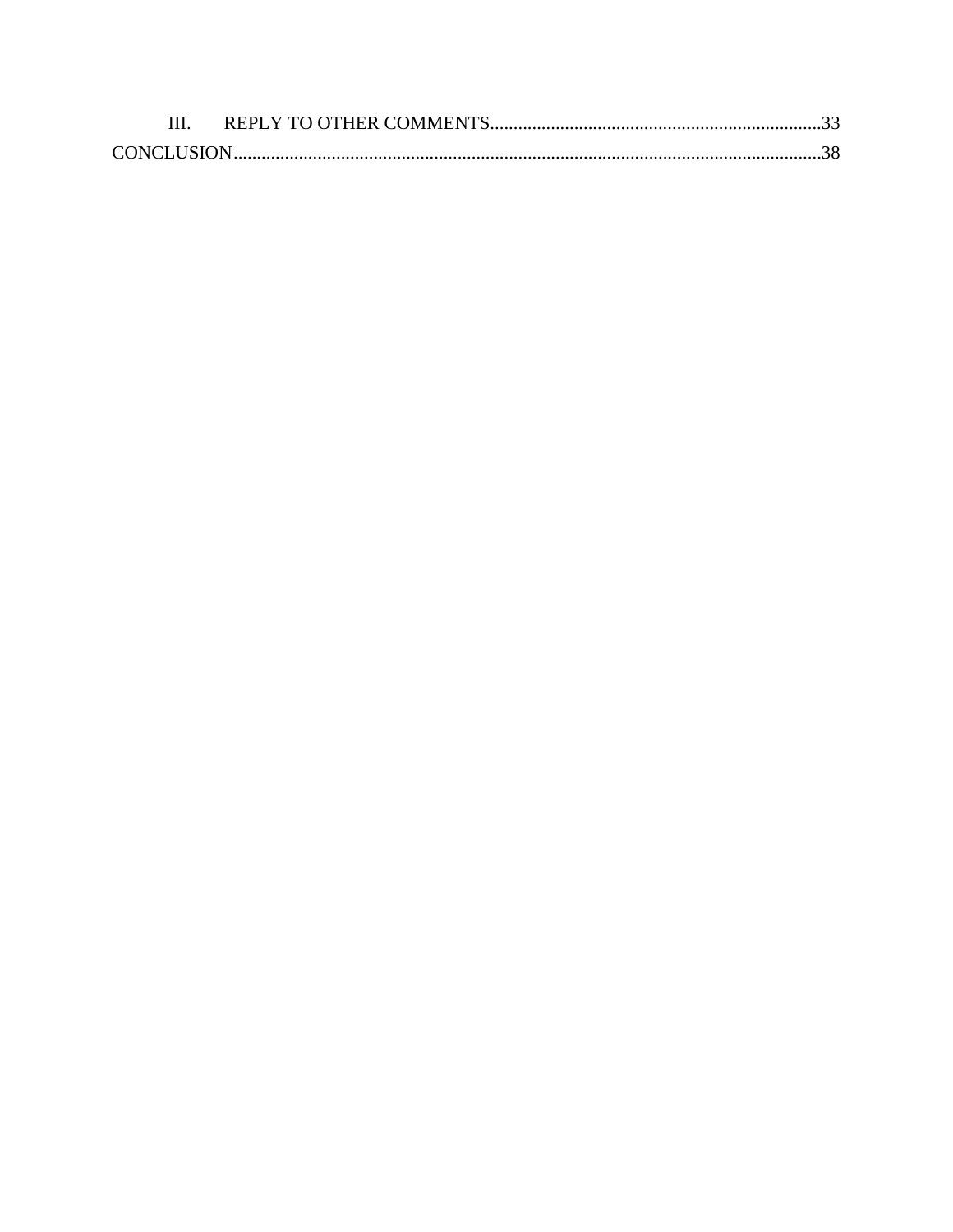III. REPLY TO OTHER COMMENTS....................................................................33

CONCLUSION.........................................................................................................38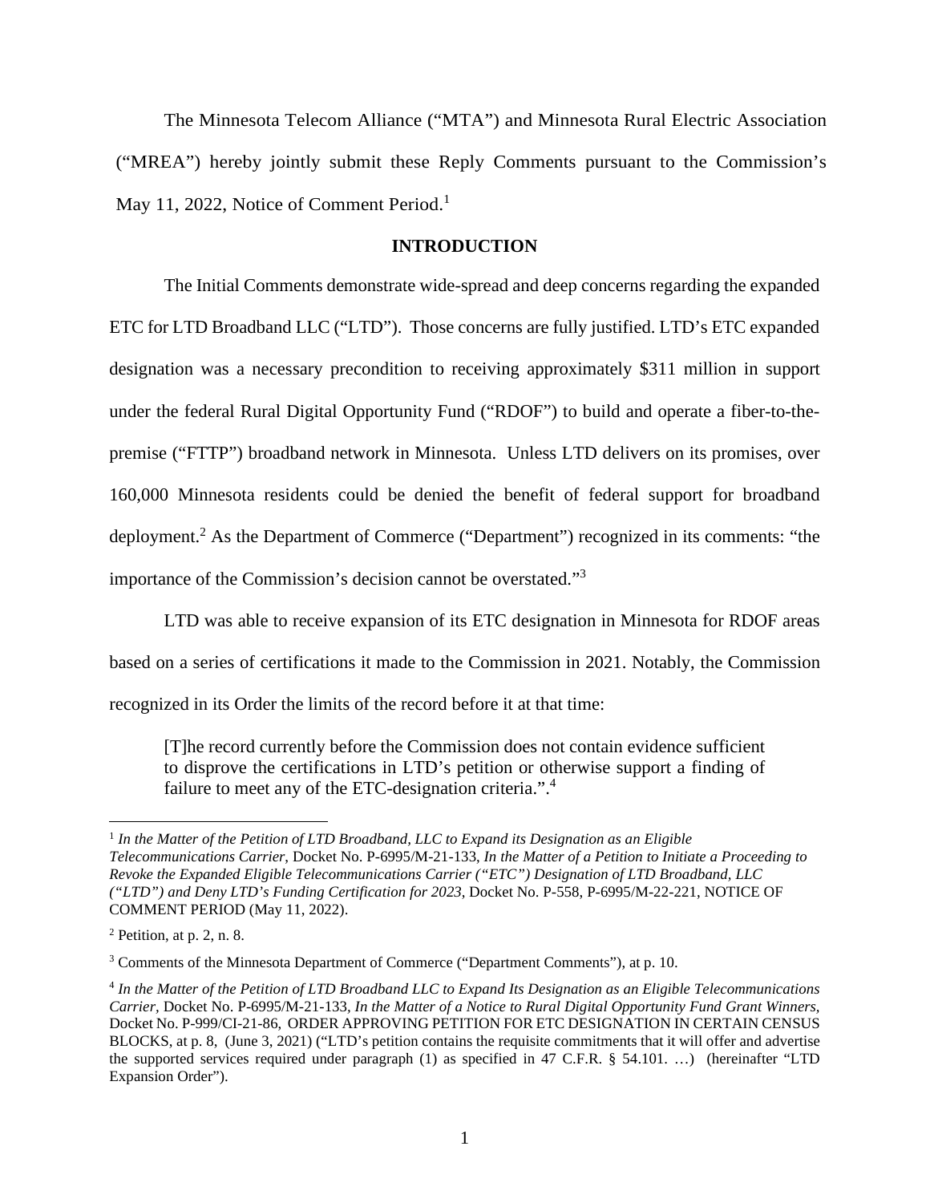The Minnesota Telecom Alliance ("MTA") and Minnesota Rural Electric Association ("MREA") hereby jointly submit these Reply Comments pursuant to the Commission's May 11, 2022, Notice of Comment Period.[1]

## INTRODUCTION

The Initial Comments demonstrate wide-spread and deep concerns regarding the expanded ETC for LTD Broadband LLC ("LTD"). Those concerns are fully justified. LTD's ETC expanded designation was a necessary precondition to receiving approximately $311 million in support under the federal Rural Digital Opportunity Fund ("RDOF") to build and operate a fiber-to-the-premise ("FTTP") broadband network in Minnesota. Unless LTD delivers on its promises, over 160,000 Minnesota residents could be denied the benefit of federal support for broadband deployment.[2] As the Department of Commerce ("Department") recognized in its comments: "the importance of the Commission's decision cannot be overstated."[3]

LTD was able to receive expansion of its ETC designation in Minnesota for RDOF areas based on a series of certifications it made to the Commission in 2021. Notably, the Commission recognized in its Order the limits of the record before it at that time:

> [T]he record currently before the Commission does not contain evidence sufficient to disprove the certifications in LTD's petition or otherwise support a finding of failure to meet any of the ETC-designation criteria.".[4]

---

[1] *In the Matter of the Petition of LTD Broadband, LLC to Expand its Designation as an Eligible Telecommunications Carrier*, Docket No. P-6995/M-21-133, *In the Matter of a Petition to Initiate a Proceeding to Revoke the Expanded Eligible Telecommunications Carrier ("ETC") Designation of LTD Broadband, LLC ("LTD") and Deny LTD's Funding Certification for 2023*, Docket No. P-558, P-6995/M-22-221, NOTICE OF COMMENT PERIOD (May 11, 2022).

[2] Petition, at p. 2, n. 8.

[3] Comments of the Minnesota Department of Commerce ("Department Comments"), at p. 10.

[4] *In the Matter of the Petition of LTD Broadband LLC to Expand Its Designation as an Eligible Telecommunications Carrier*, Docket No. P-6995/M-21-133, *In the Matter of a Notice to Rural Digital Opportunity Fund Grant Winners*, Docket No. P-999/CI-21-86, ORDER APPROVING PETITION FOR ETC DESIGNATION IN CERTAIN CENSUS BLOCKS, at p. 8, (June 3, 2021) ("LTD's petition contains the requisite commitments that it will offer and advertise the supported services required under paragraph (1) as specified in 47 C.F.R. § 54.101. …) (hereinafter "LTD Expansion Order").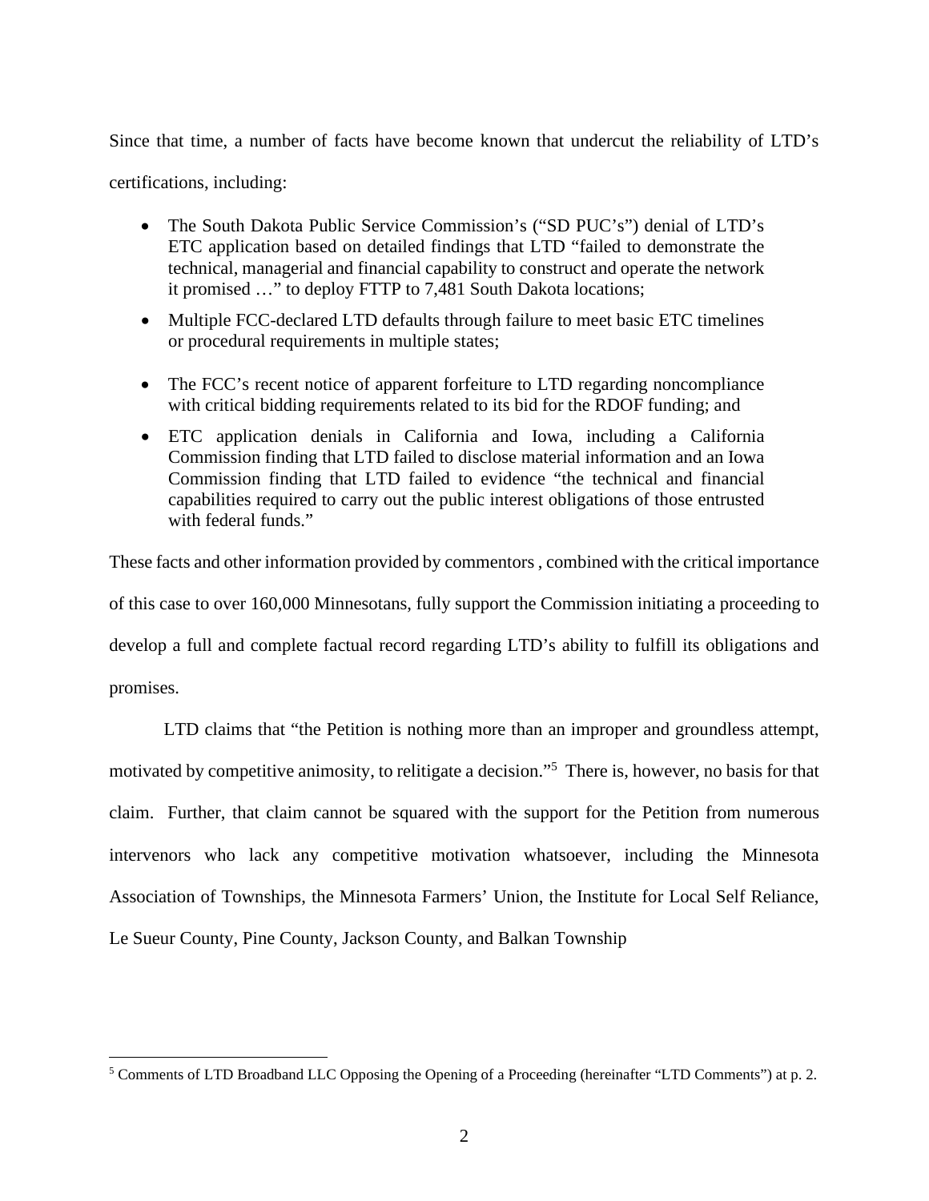Since that time, a number of facts have become known that undercut the reliability of LTD's certifications, including:

- The South Dakota Public Service Commission's ("SD PUC's") denial of LTD's ETC application based on detailed findings that LTD "failed to demonstrate the technical, managerial and financial capability to construct and operate the network it promised …" to deploy FTTP to 7,481 South Dakota locations;
- Multiple FCC-declared LTD defaults through failure to meet basic ETC timelines or procedural requirements in multiple states;
- The FCC's recent notice of apparent forfeiture to LTD regarding noncompliance with critical bidding requirements related to its bid for the RDOF funding; and
- ETC application denials in California and Iowa, including a California Commission finding that LTD failed to disclose material information and an Iowa Commission finding that LTD failed to evidence "the technical and financial capabilities required to carry out the public interest obligations of those entrusted with federal funds."

These facts and other information provided by commentors , combined with the critical importance of this case to over 160,000 Minnesotans, fully support the Commission initiating a proceeding to develop a full and complete factual record regarding LTD's ability to fulfill its obligations and promises.

LTD claims that "the Petition is nothing more than an improper and groundless attempt, motivated by competitive animosity, to relitigate a decision."[5] There is, however, no basis for that claim. Further, that claim cannot be squared with the support for the Petition from numerous intervenors who lack any competitive motivation whatsoever, including the Minnesota Association of Townships, the Minnesota Farmers' Union, the Institute for Local Self Reliance, Le Sueur County, Pine County, Jackson County, and Balkan Township

[5] Comments of LTD Broadband LLC Opposing the Opening of a Proceeding (hereinafter "LTD Comments") at p. 2.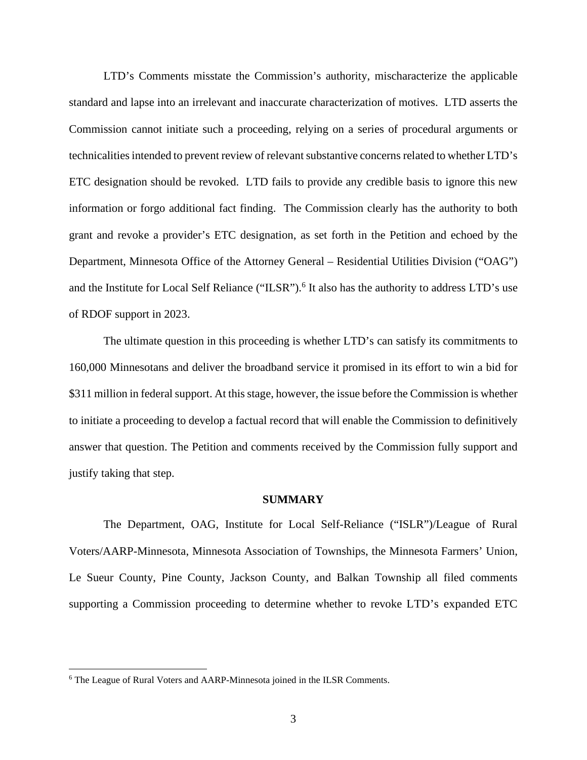LTD's Comments misstate the Commission's authority, mischaracterize the applicable standard and lapse into an irrelevant and inaccurate characterization of motives. LTD asserts the Commission cannot initiate such a proceeding, relying on a series of procedural arguments or technicalities intended to prevent review of relevant substantive concerns related to whether LTD's ETC designation should be revoked. LTD fails to provide any credible basis to ignore this new information or forgo additional fact finding. The Commission clearly has the authority to both grant and revoke a provider's ETC designation, as set forth in the Petition and echoed by the Department, Minnesota Office of the Attorney General – Residential Utilities Division ("OAG") and the Institute for Local Self Reliance ("ILSR").[6] It also has the authority to address LTD's use of RDOF support in 2023.

The ultimate question in this proceeding is whether LTD's can satisfy its commitments to 160,000 Minnesotans and deliver the broadband service it promised in its effort to win a bid for $311 million in federal support. At this stage, however, the issue before the Commission is whether to initiate a proceeding to develop a factual record that will enable the Commission to definitively answer that question. The Petition and comments received by the Commission fully support and justify taking that step.

## SUMMARY

The Department, OAG, Institute for Local Self-Reliance ("ISLR")/League of Rural Voters/AARP-Minnesota, Minnesota Association of Townships, the Minnesota Farmers' Union, Le Sueur County, Pine County, Jackson County, and Balkan Township all filed comments supporting a Commission proceeding to determine whether to revoke LTD's expanded ETC

[6] The League of Rural Voters and AARP-Minnesota joined in the ILSR Comments.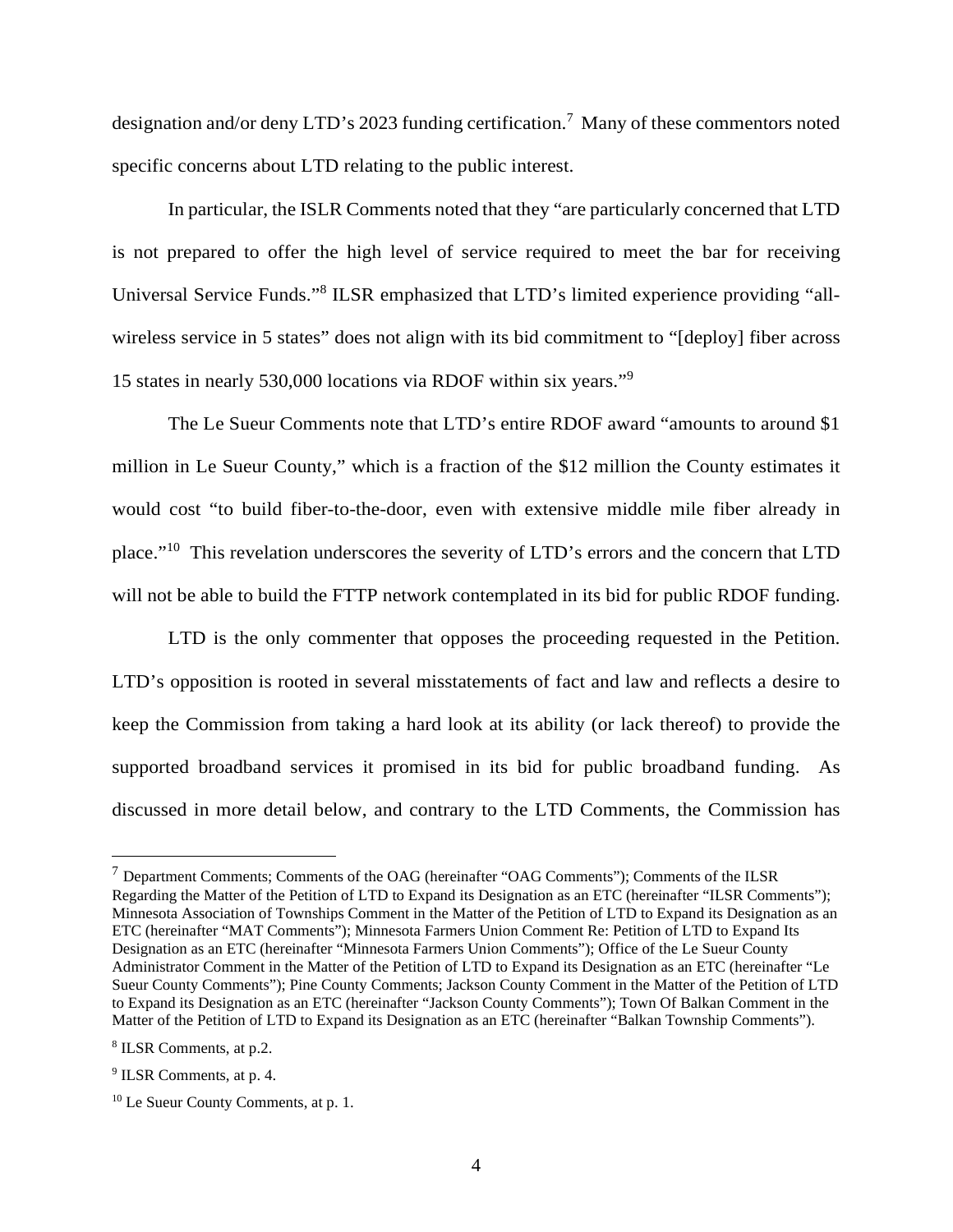designation and/or deny LTD's 2023 funding certification.[7] Many of these commentors noted specific concerns about LTD relating to the public interest.

In particular, the ISLR Comments noted that they "are particularly concerned that LTD is not prepared to offer the high level of service required to meet the bar for receiving Universal Service Funds."[8] ILSR emphasized that LTD's limited experience providing "all-wireless service in 5 states" does not align with its bid commitment to "[deploy] fiber across 15 states in nearly 530,000 locations via RDOF within six years."[9]

The Le Sueur Comments note that LTD's entire RDOF award "amounts to around $1 million in Le Sueur County," which is a fraction of the $12 million the County estimates it would cost "to build fiber-to-the-door, even with extensive middle mile fiber already in place."[10] This revelation underscores the severity of LTD's errors and the concern that LTD will not be able to build the FTTP network contemplated in its bid for public RDOF funding.

LTD is the only commenter that opposes the proceeding requested in the Petition. LTD's opposition is rooted in several misstatements of fact and law and reflects a desire to keep the Commission from taking a hard look at its ability (or lack thereof) to provide the supported broadband services it promised in its bid for public broadband funding. As discussed in more detail below, and contrary to the LTD Comments, the Commission has

---

[7] Department Comments; Comments of the OAG (hereinafter "OAG Comments"); Comments of the ILSR Regarding the Matter of the Petition of LTD to Expand its Designation as an ETC (hereinafter "ILSR Comments"); Minnesota Association of Townships Comment in the Matter of the Petition of LTD to Expand its Designation as an ETC (hereinafter "MAT Comments"); Minnesota Farmers Union Comment Re: Petition of LTD to Expand Its Designation as an ETC (hereinafter "Minnesota Farmers Union Comments"); Office of the Le Sueur County Administrator Comment in the Matter of the Petition of LTD to Expand its Designation as an ETC (hereinafter "Le Sueur County Comments"); Pine County Comments; Jackson County Comment in the Matter of the Petition of LTD to Expand its Designation as an ETC (hereinafter "Jackson County Comments"); Town Of Balkan Comment in the Matter of the Petition of LTD to Expand its Designation as an ETC (hereinafter "Balkan Township Comments").

[8] ILSR Comments, at p.2.

[9] ILSR Comments, at p. 4.

[10] Le Sueur County Comments, at p. 1.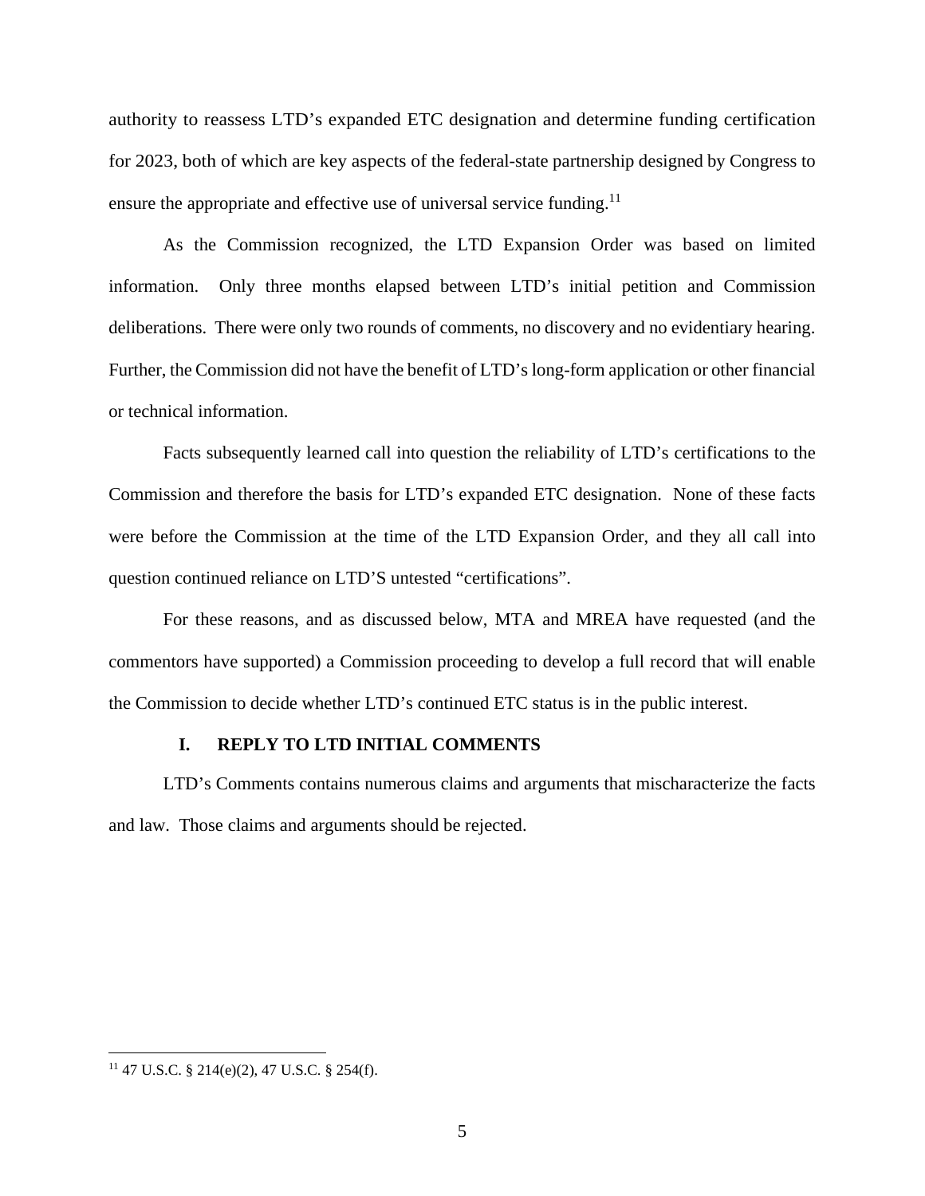authority to reassess LTD's expanded ETC designation and determine funding certification for 2023, both of which are key aspects of the federal-state partnership designed by Congress to ensure the appropriate and effective use of universal service funding.[11]

As the Commission recognized, the LTD Expansion Order was based on limited information. Only three months elapsed between LTD's initial petition and Commission deliberations. There were only two rounds of comments, no discovery and no evidentiary hearing. Further, the Commission did not have the benefit of LTD's long-form application or other financial or technical information.

Facts subsequently learned call into question the reliability of LTD's certifications to the Commission and therefore the basis for LTD's expanded ETC designation. None of these facts were before the Commission at the time of the LTD Expansion Order, and they all call into question continued reliance on LTD'S untested "certifications".

For these reasons, and as discussed below, MTA and MREA have requested (and the commentors have supported) a Commission proceeding to develop a full record that will enable the Commission to decide whether LTD's continued ETC status is in the public interest.

## I. REPLY TO LTD INITIAL COMMENTS

LTD's Comments contains numerous claims and arguments that mischaracterize the facts and law. Those claims and arguments should be rejected.

---

[11] 47 U.S.C. § 214(e)(2), 47 U.S.C. § 254(f).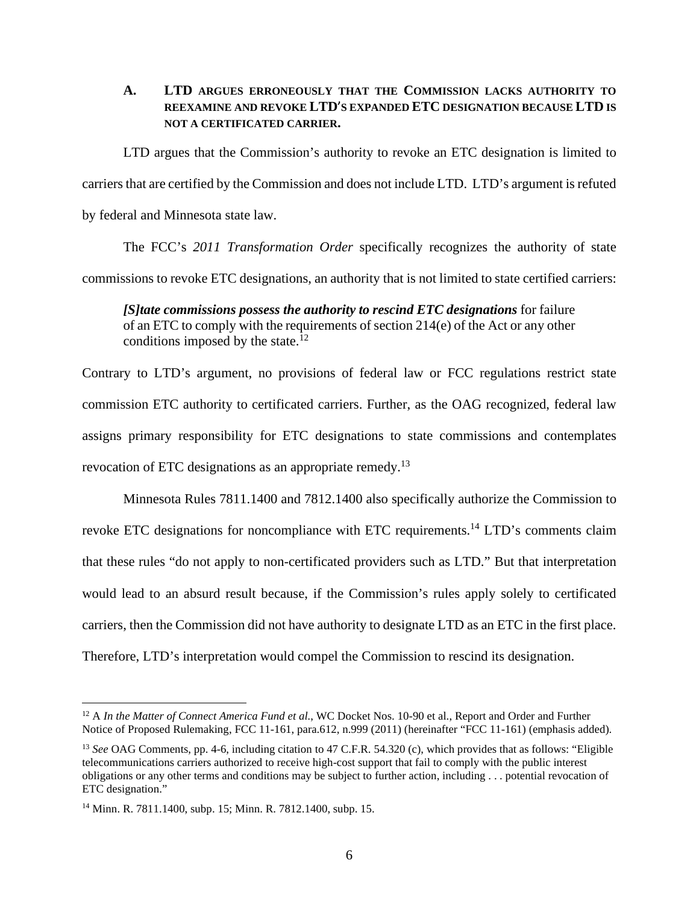### A. LTD ARGUES ERRONEOUSLY THAT THE COMMISSION LACKS AUTHORITY TO REEXAMINE AND REVOKE LTD'S EXPANDED ETC DESIGNATION BECAUSE LTD IS NOT A CERTIFICATED CARRIER.

LTD argues that the Commission's authority to revoke an ETC designation is limited to carriers that are certified by the Commission and does not include LTD. LTD's argument is refuted by federal and Minnesota state law.

The FCC's *2011 Transformation Order* specifically recognizes the authority of state commissions to revoke ETC designations, an authority that is not limited to state certified carriers:

> ***[S]tate commissions possess the authority to rescind ETC designations*** for failure of an ETC to comply with the requirements of section 214(e) of the Act or any other conditions imposed by the state.[12]

Contrary to LTD's argument, no provisions of federal law or FCC regulations restrict state commission ETC authority to certificated carriers. Further, as the OAG recognized, federal law assigns primary responsibility for ETC designations to state commissions and contemplates revocation of ETC designations as an appropriate remedy.[13]

Minnesota Rules 7811.1400 and 7812.1400 also specifically authorize the Commission to revoke ETC designations for noncompliance with ETC requirements.[14] LTD's comments claim that these rules "do not apply to non-certificated providers such as LTD." But that interpretation would lead to an absurd result because, if the Commission's rules apply solely to certificated carriers, then the Commission did not have authority to designate LTD as an ETC in the first place. Therefore, LTD's interpretation would compel the Commission to rescind its designation.

---

[12] A *In the Matter of Connect America Fund et al.*, WC Docket Nos. 10-90 et al., Report and Order and Further Notice of Proposed Rulemaking, FCC 11-161, para.612, n.999 (2011) (hereinafter "FCC 11-161) (emphasis added).

[13] *See* OAG Comments, pp. 4-6, including citation to 47 C.F.R. 54.320 (c), which provides that as follows: "Eligible telecommunications carriers authorized to receive high-cost support that fail to comply with the public interest obligations or any other terms and conditions may be subject to further action, including . . . potential revocation of ETC designation."

[14] Minn. R. 7811.1400, subp. 15; Minn. R. 7812.1400, subp. 15.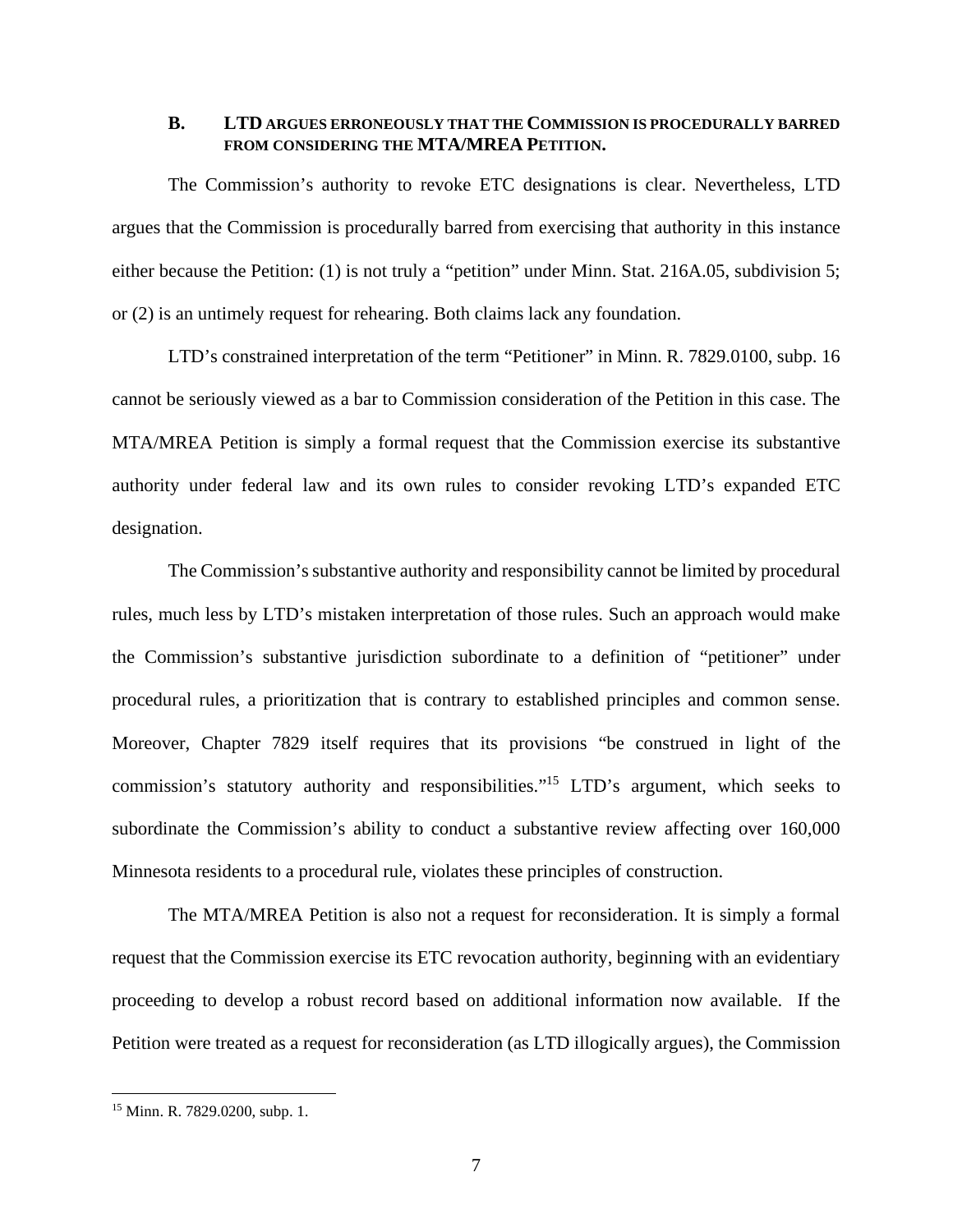### B. LTD ARGUES ERRONEOUSLY THAT THE COMMISSION IS PROCEDURALLY BARRED FROM CONSIDERING THE MTA/MREA PETITION.

The Commission's authority to revoke ETC designations is clear. Nevertheless, LTD argues that the Commission is procedurally barred from exercising that authority in this instance either because the Petition: (1) is not truly a "petition" under Minn. Stat. 216A.05, subdivision 5; or (2) is an untimely request for rehearing. Both claims lack any foundation.

LTD's constrained interpretation of the term "Petitioner" in Minn. R. 7829.0100, subp. 16 cannot be seriously viewed as a bar to Commission consideration of the Petition in this case. The MTA/MREA Petition is simply a formal request that the Commission exercise its substantive authority under federal law and its own rules to consider revoking LTD's expanded ETC designation.

The Commission's substantive authority and responsibility cannot be limited by procedural rules, much less by LTD's mistaken interpretation of those rules. Such an approach would make the Commission's substantive jurisdiction subordinate to a definition of "petitioner" under procedural rules, a prioritization that is contrary to established principles and common sense. Moreover, Chapter 7829 itself requires that its provisions "be construed in light of the commission's statutory authority and responsibilities."[15] LTD's argument, which seeks to subordinate the Commission's ability to conduct a substantive review affecting over 160,000 Minnesota residents to a procedural rule, violates these principles of construction.

The MTA/MREA Petition is also not a request for reconsideration. It is simply a formal request that the Commission exercise its ETC revocation authority, beginning with an evidentiary proceeding to develop a robust record based on additional information now available. If the Petition were treated as a request for reconsideration (as LTD illogically argues), the Commission

[15] Minn. R. 7829.0200, subp. 1.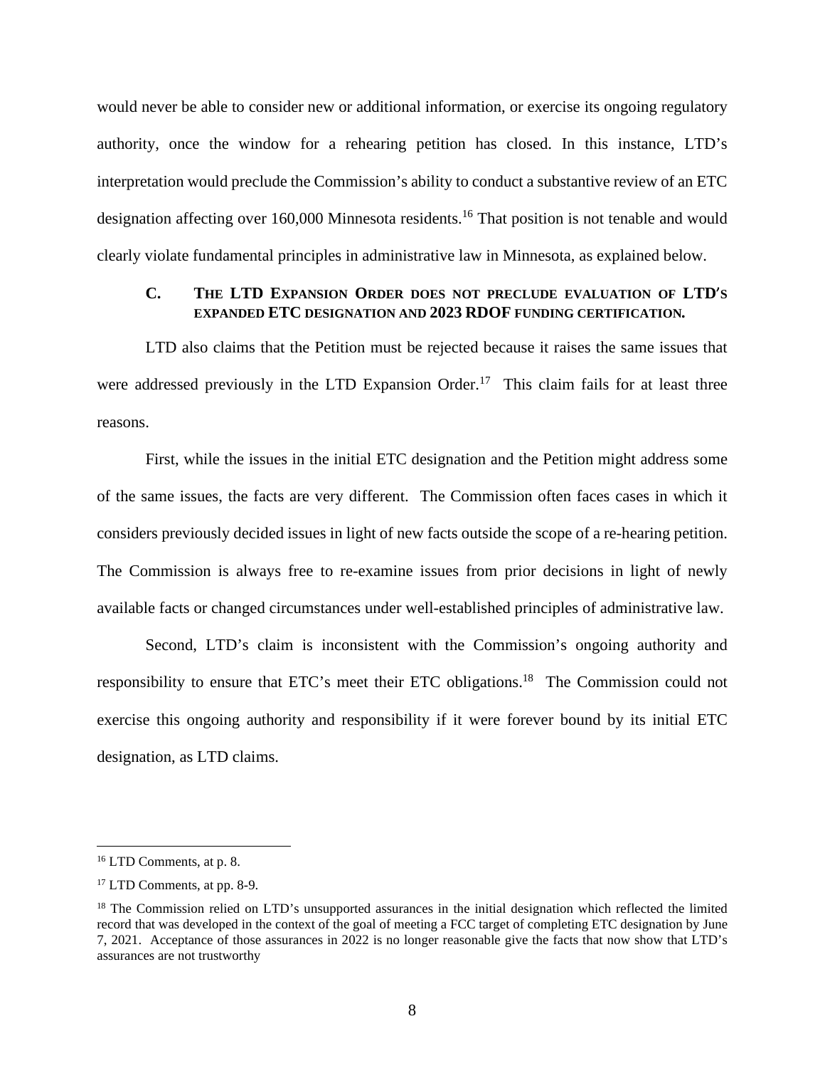would never be able to consider new or additional information, or exercise its ongoing regulatory authority, once the window for a rehearing petition has closed. In this instance, LTD's interpretation would preclude the Commission's ability to conduct a substantive review of an ETC designation affecting over 160,000 Minnesota residents.[16] That position is not tenable and would clearly violate fundamental principles in administrative law in Minnesota, as explained below.

### C. The LTD Expansion Order does not preclude evaluation of LTD's expanded ETC designation and 2023 RDOF funding certification.

LTD also claims that the Petition must be rejected because it raises the same issues that were addressed previously in the LTD Expansion Order.[17] This claim fails for at least three reasons.

First, while the issues in the initial ETC designation and the Petition might address some of the same issues, the facts are very different. The Commission often faces cases in which it considers previously decided issues in light of new facts outside the scope of a re-hearing petition. The Commission is always free to re-examine issues from prior decisions in light of newly available facts or changed circumstances under well-established principles of administrative law.

Second, LTD's claim is inconsistent with the Commission's ongoing authority and responsibility to ensure that ETC's meet their ETC obligations.[18] The Commission could not exercise this ongoing authority and responsibility if it were forever bound by its initial ETC designation, as LTD claims.

---

[16] LTD Comments, at p. 8.

[17] LTD Comments, at pp. 8-9.

[18] The Commission relied on LTD's unsupported assurances in the initial designation which reflected the limited record that was developed in the context of the goal of meeting a FCC target of completing ETC designation by June 7, 2021. Acceptance of those assurances in 2022 is no longer reasonable give the facts that now show that LTD's assurances are not trustworthy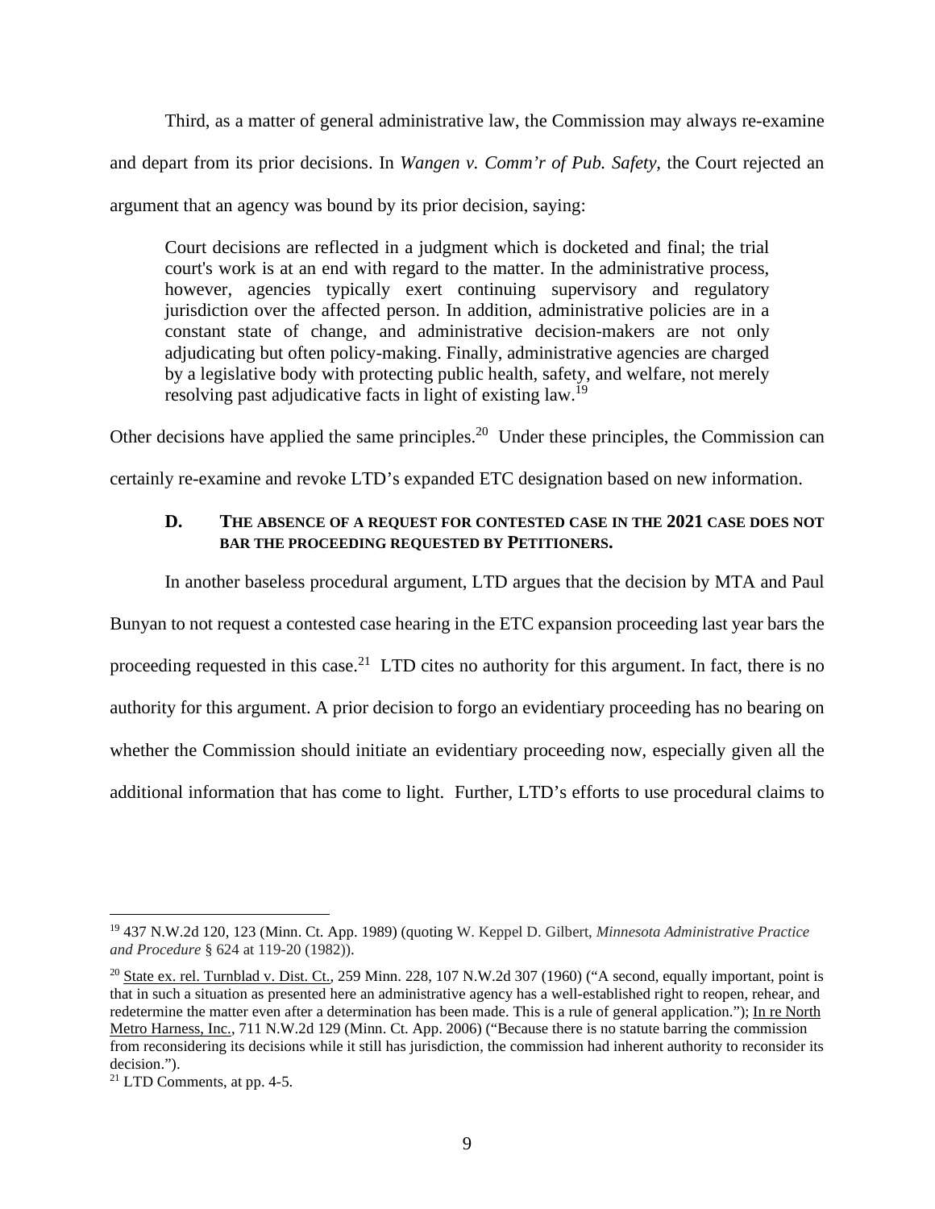Third, as a matter of general administrative law, the Commission may always re-examine and depart from its prior decisions. In *Wangen v. Comm'r of Pub. Safety*, the Court rejected an argument that an agency was bound by its prior decision, saying:

> Court decisions are reflected in a judgment which is docketed and final; the trial court's work is at an end with regard to the matter. In the administrative process, however, agencies typically exert continuing supervisory and regulatory jurisdiction over the affected person. In addition, administrative policies are in a constant state of change, and administrative decision-makers are not only adjudicating but often policy-making. Finally, administrative agencies are charged by a legislative body with protecting public health, safety, and welfare, not merely resolving past adjudicative facts in light of existing law.[19]

Other decisions have applied the same principles.[20] Under these principles, the Commission can certainly re-examine and revoke LTD's expanded ETC designation based on new information.

### D. THE ABSENCE OF A REQUEST FOR CONTESTED CASE IN THE 2021 CASE DOES NOT BAR THE PROCEEDING REQUESTED BY PETITIONERS.

In another baseless procedural argument, LTD argues that the decision by MTA and Paul Bunyan to not request a contested case hearing in the ETC expansion proceeding last year bars the proceeding requested in this case.[21] LTD cites no authority for this argument. In fact, there is no authority for this argument. A prior decision to forgo an evidentiary proceeding has no bearing on whether the Commission should initiate an evidentiary proceeding now, especially given all the additional information that has come to light. Further, LTD's efforts to use procedural claims to

---

[19] 437 N.W.2d 120, 123 (Minn. Ct. App. 1989) (quoting W. Keppel D. Gilbert, *Minnesota Administrative Practice and Procedure* § 624 at 119-20 (1982)).

[20] State ex. rel. Turnblad v. Dist. Ct., 259 Minn. 228, 107 N.W.2d 307 (1960) ("A second, equally important, point is that in such a situation as presented here an administrative agency has a well-established right to reopen, rehear, and redetermine the matter even after a determination has been made. This is a rule of general application."); In re North Metro Harness, Inc., 711 N.W.2d 129 (Minn. Ct. App. 2006) ("Because there is no statute barring the commission from reconsidering its decisions while it still has jurisdiction, the commission had inherent authority to reconsider its decision.").

[21] LTD Comments, at pp. 4-5.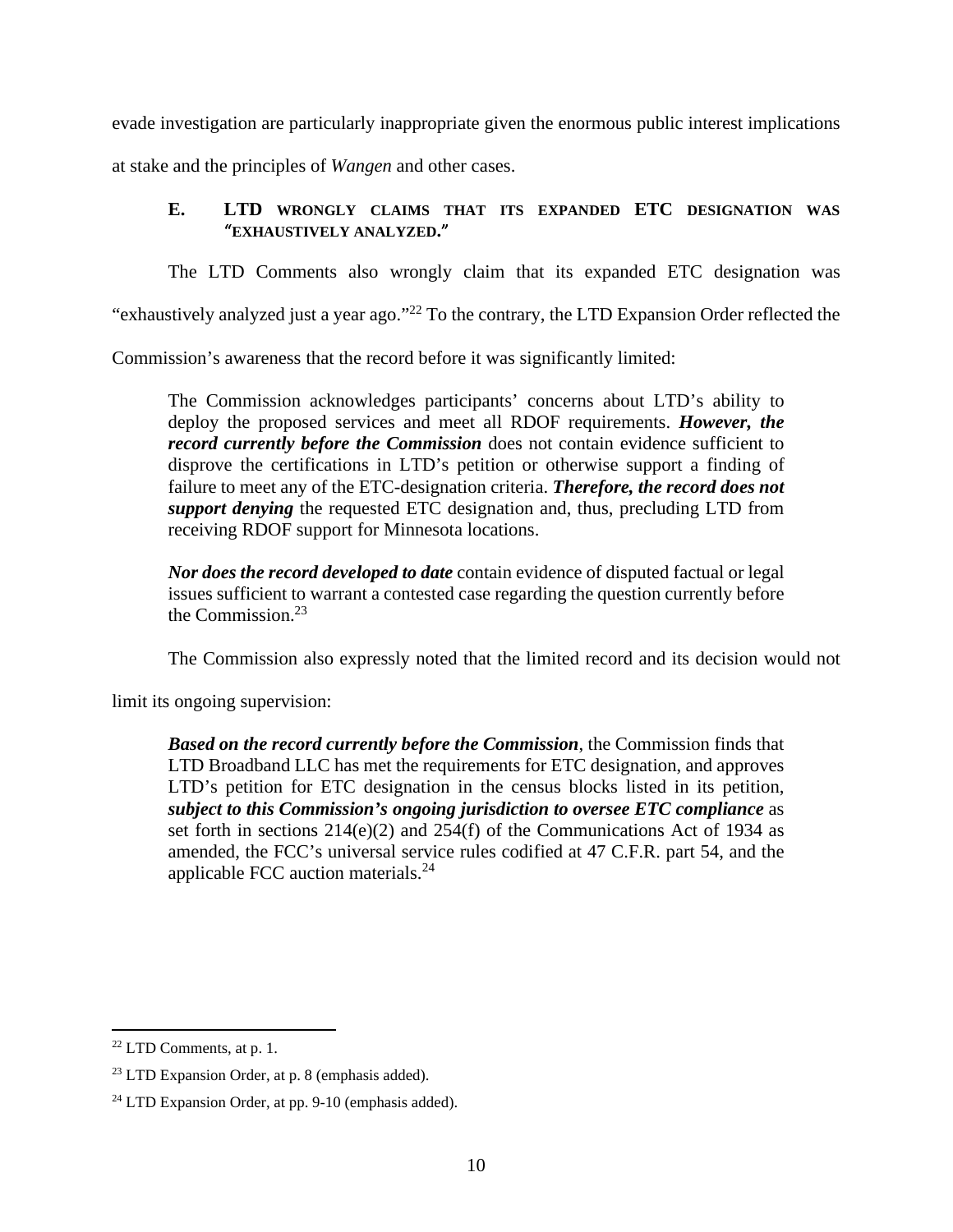evade investigation are particularly inappropriate given the enormous public interest implications at stake and the principles of *Wangen* and other cases.

### E. LTD WRONGLY CLAIMS THAT ITS EXPANDED ETC DESIGNATION WAS "EXHAUSTIVELY ANALYZED."

The LTD Comments also wrongly claim that its expanded ETC designation was "exhaustively analyzed just a year ago."[22] To the contrary, the LTD Expansion Order reflected the Commission's awareness that the record before it was significantly limited:

> The Commission acknowledges participants' concerns about LTD's ability to deploy the proposed services and meet all RDOF requirements. ***However, the record currently before the Commission*** does not contain evidence sufficient to disprove the certifications in LTD's petition or otherwise support a finding of failure to meet any of the ETC-designation criteria. ***Therefore, the record does not support denying*** the requested ETC designation and, thus, precluding LTD from receiving RDOF support for Minnesota locations.
>
> ***Nor does the record developed to date*** contain evidence of disputed factual or legal issues sufficient to warrant a contested case regarding the question currently before the Commission.[23]

The Commission also expressly noted that the limited record and its decision would not limit its ongoing supervision:

> ***Based on the record currently before the Commission***, the Commission finds that LTD Broadband LLC has met the requirements for ETC designation, and approves LTD's petition for ETC designation in the census blocks listed in its petition, ***subject to this Commission's ongoing jurisdiction to oversee ETC compliance*** as set forth in sections 214(e)(2) and 254(f) of the Communications Act of 1934 as amended, the FCC's universal service rules codified at 47 C.F.R. part 54, and the applicable FCC auction materials.[24]

---

[22] LTD Comments, at p. 1.

[23] LTD Expansion Order, at p. 8 (emphasis added).

[24] LTD Expansion Order, at pp. 9-10 (emphasis added).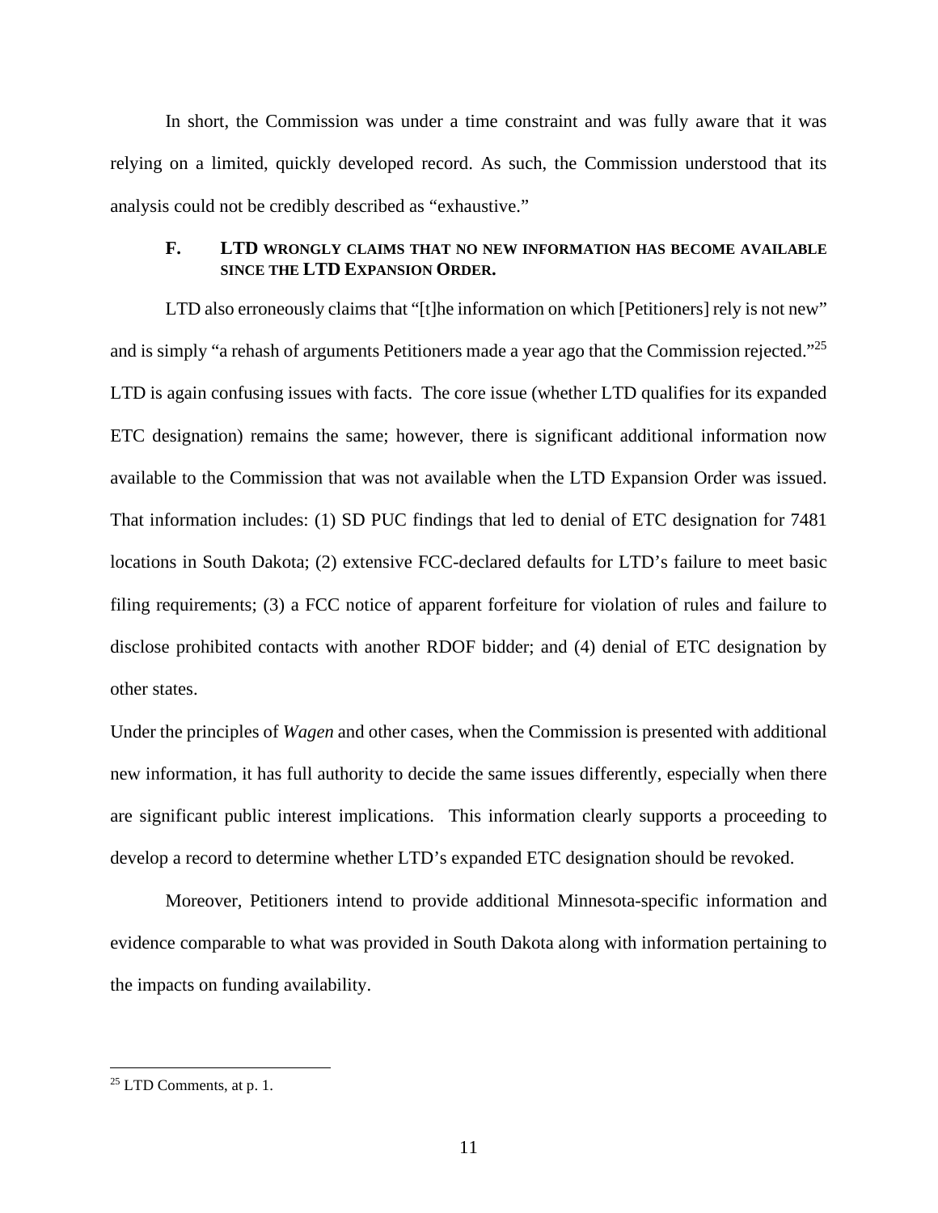In short, the Commission was under a time constraint and was fully aware that it was relying on a limited, quickly developed record. As such, the Commission understood that its analysis could not be credibly described as "exhaustive."

### F. LTD WRONGLY CLAIMS THAT NO NEW INFORMATION HAS BECOME AVAILABLE SINCE THE LTD EXPANSION ORDER.

LTD also erroneously claims that "[t]he information on which [Petitioners] rely is not new" and is simply "a rehash of arguments Petitioners made a year ago that the Commission rejected."[25] LTD is again confusing issues with facts. The core issue (whether LTD qualifies for its expanded ETC designation) remains the same; however, there is significant additional information now available to the Commission that was not available when the LTD Expansion Order was issued. That information includes: (1) SD PUC findings that led to denial of ETC designation for 7481 locations in South Dakota; (2) extensive FCC-declared defaults for LTD's failure to meet basic filing requirements; (3) a FCC notice of apparent forfeiture for violation of rules and failure to disclose prohibited contacts with another RDOF bidder; and (4) denial of ETC designation by other states.

Under the principles of *Wagen* and other cases, when the Commission is presented with additional new information, it has full authority to decide the same issues differently, especially when there are significant public interest implications. This information clearly supports a proceeding to develop a record to determine whether LTD's expanded ETC designation should be revoked.

Moreover, Petitioners intend to provide additional Minnesota-specific information and evidence comparable to what was provided in South Dakota along with information pertaining to the impacts on funding availability.

---

[25] LTD Comments, at p. 1.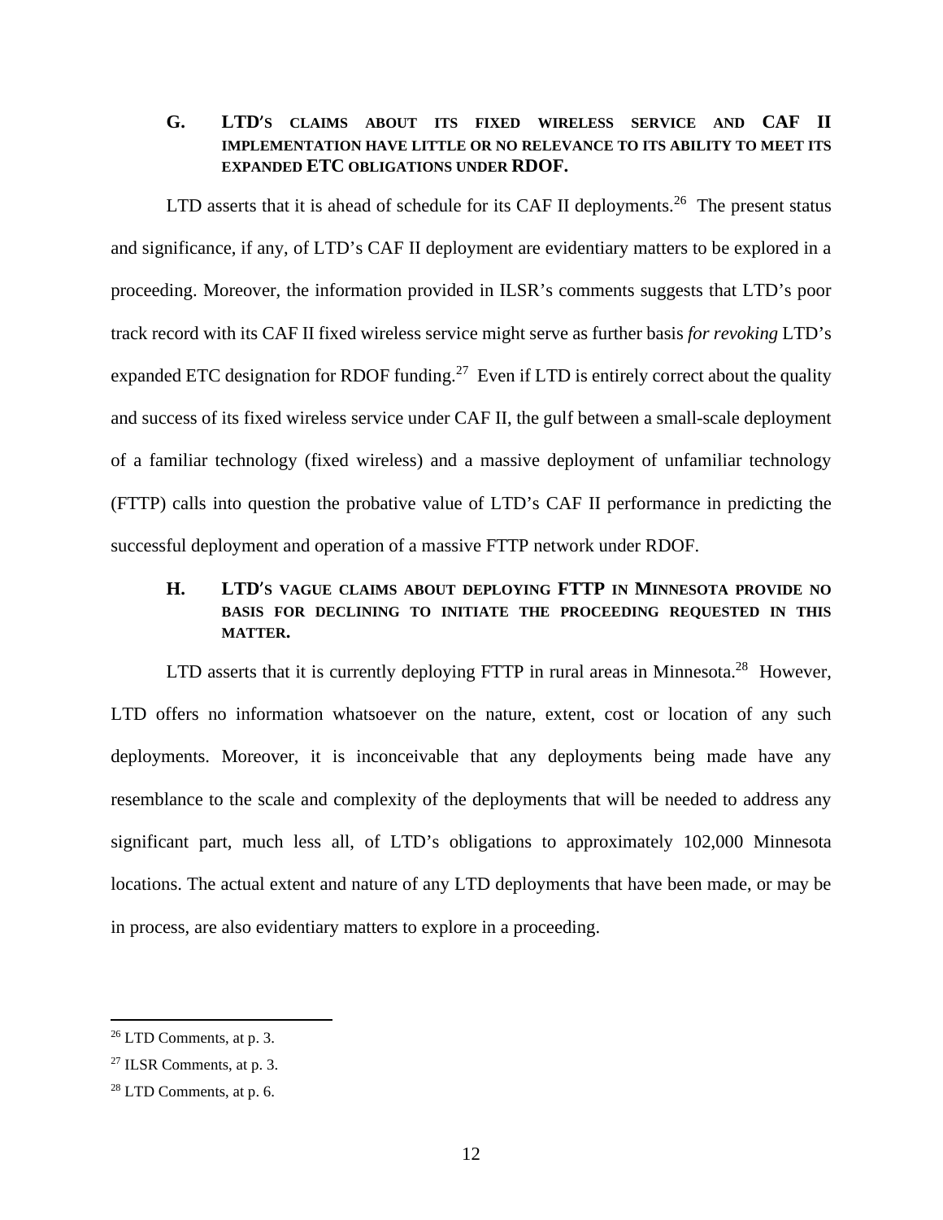### G. LTD's claims about its fixed wireless service and CAF II implementation have little or no relevance to its ability to meet its expanded ETC obligations under RDOF.

LTD asserts that it is ahead of schedule for its CAF II deployments.[26] The present status and significance, if any, of LTD's CAF II deployment are evidentiary matters to be explored in a proceeding. Moreover, the information provided in ILSR's comments suggests that LTD's poor track record with its CAF II fixed wireless service might serve as further basis *for revoking* LTD's expanded ETC designation for RDOF funding.[27] Even if LTD is entirely correct about the quality and success of its fixed wireless service under CAF II, the gulf between a small-scale deployment of a familiar technology (fixed wireless) and a massive deployment of unfamiliar technology (FTTP) calls into question the probative value of LTD's CAF II performance in predicting the successful deployment and operation of a massive FTTP network under RDOF.

### H. LTD's vague claims about deploying FTTP in Minnesota provide no basis for declining to initiate the proceeding requested in this matter.

LTD asserts that it is currently deploying FTTP in rural areas in Minnesota.[28] However, LTD offers no information whatsoever on the nature, extent, cost or location of any such deployments. Moreover, it is inconceivable that any deployments being made have any resemblance to the scale and complexity of the deployments that will be needed to address any significant part, much less all, of LTD's obligations to approximately 102,000 Minnesota locations. The actual extent and nature of any LTD deployments that have been made, or may be in process, are also evidentiary matters to explore in a proceeding.

---

[26] LTD Comments, at p. 3.

[27] ILSR Comments, at p. 3.

[28] LTD Comments, at p. 6.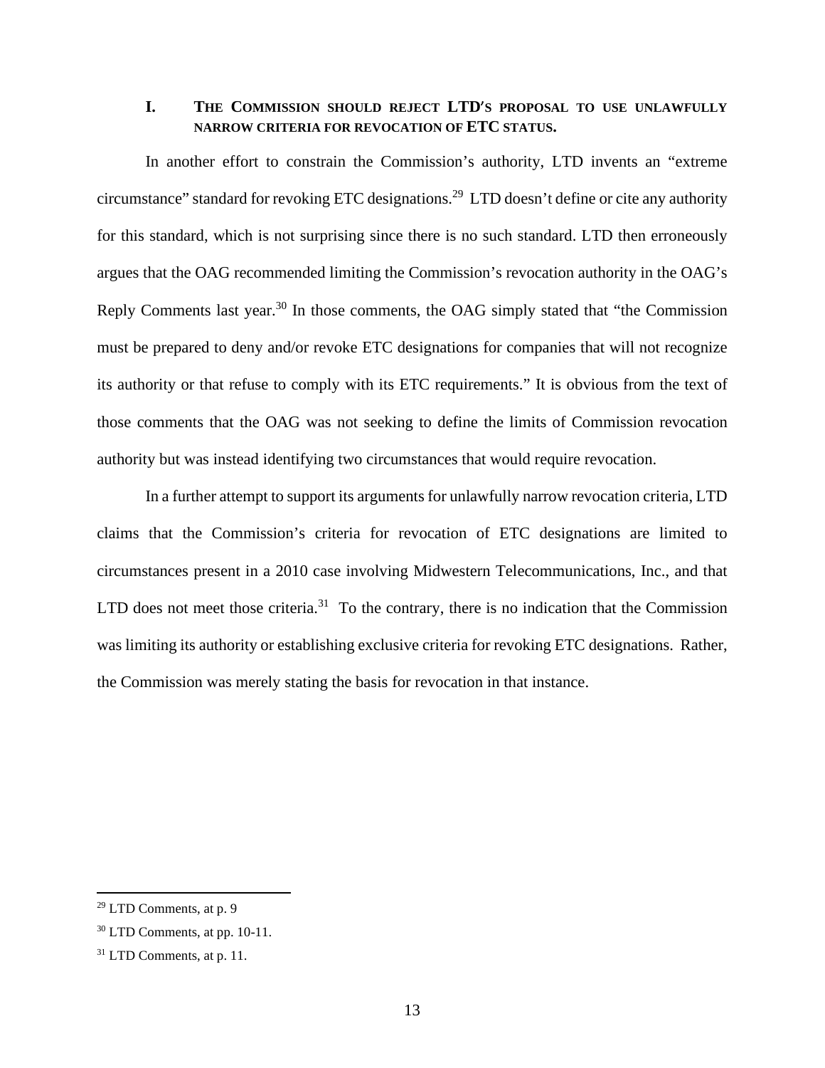## I. THE COMMISSION SHOULD REJECT LTD'S PROPOSAL TO USE UNLAWFULLY NARROW CRITERIA FOR REVOCATION OF ETC STATUS.

In another effort to constrain the Commission's authority, LTD invents an "extreme circumstance" standard for revoking ETC designations.[29] LTD doesn't define or cite any authority for this standard, which is not surprising since there is no such standard. LTD then erroneously argues that the OAG recommended limiting the Commission's revocation authority in the OAG's Reply Comments last year.[30] In those comments, the OAG simply stated that "the Commission must be prepared to deny and/or revoke ETC designations for companies that will not recognize its authority or that refuse to comply with its ETC requirements." It is obvious from the text of those comments that the OAG was not seeking to define the limits of Commission revocation authority but was instead identifying two circumstances that would require revocation.

In a further attempt to support its arguments for unlawfully narrow revocation criteria, LTD claims that the Commission's criteria for revocation of ETC designations are limited to circumstances present in a 2010 case involving Midwestern Telecommunications, Inc., and that LTD does not meet those criteria.[31] To the contrary, there is no indication that the Commission was limiting its authority or establishing exclusive criteria for revoking ETC designations. Rather, the Commission was merely stating the basis for revocation in that instance.

---

[29] LTD Comments, at p. 9

[30] LTD Comments, at pp. 10-11.

[31] LTD Comments, at p. 11.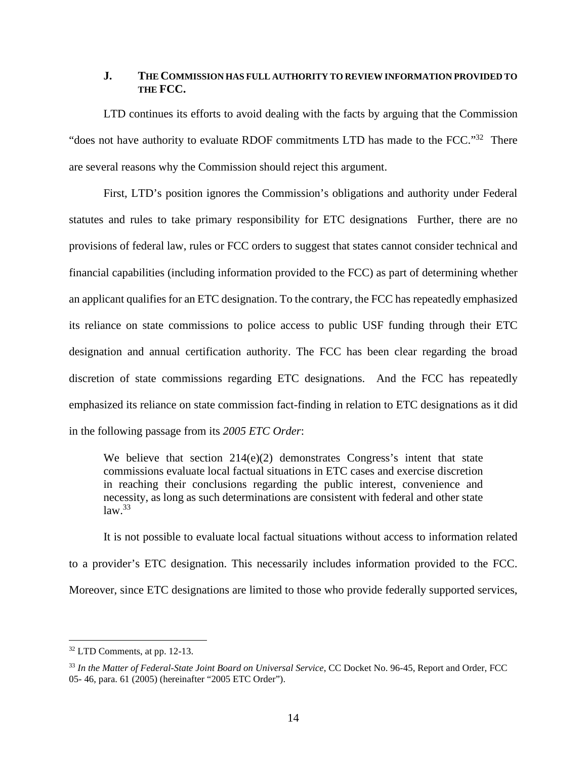### J. THE COMMISSION HAS FULL AUTHORITY TO REVIEW INFORMATION PROVIDED TO THE FCC.

LTD continues its efforts to avoid dealing with the facts by arguing that the Commission "does not have authority to evaluate RDOF commitments LTD has made to the FCC."[32] There are several reasons why the Commission should reject this argument.

First, LTD's position ignores the Commission's obligations and authority under Federal statutes and rules to take primary responsibility for ETC designations Further, there are no provisions of federal law, rules or FCC orders to suggest that states cannot consider technical and financial capabilities (including information provided to the FCC) as part of determining whether an applicant qualifies for an ETC designation. To the contrary, the FCC has repeatedly emphasized its reliance on state commissions to police access to public USF funding through their ETC designation and annual certification authority. The FCC has been clear regarding the broad discretion of state commissions regarding ETC designations. And the FCC has repeatedly emphasized its reliance on state commission fact-finding in relation to ETC designations as it did in the following passage from its *2005 ETC Order*:

> We believe that section 214(e)(2) demonstrates Congress's intent that state commissions evaluate local factual situations in ETC cases and exercise discretion in reaching their conclusions regarding the public interest, convenience and necessity, as long as such determinations are consistent with federal and other state law.[33]

It is not possible to evaluate local factual situations without access to information related to a provider's ETC designation. This necessarily includes information provided to the FCC. Moreover, since ETC designations are limited to those who provide federally supported services,

---

[32] LTD Comments, at pp. 12-13.

[33] *In the Matter of Federal-State Joint Board on Universal Service*, CC Docket No. 96-45, Report and Order, FCC 05- 46, para. 61 (2005) (hereinafter "2005 ETC Order").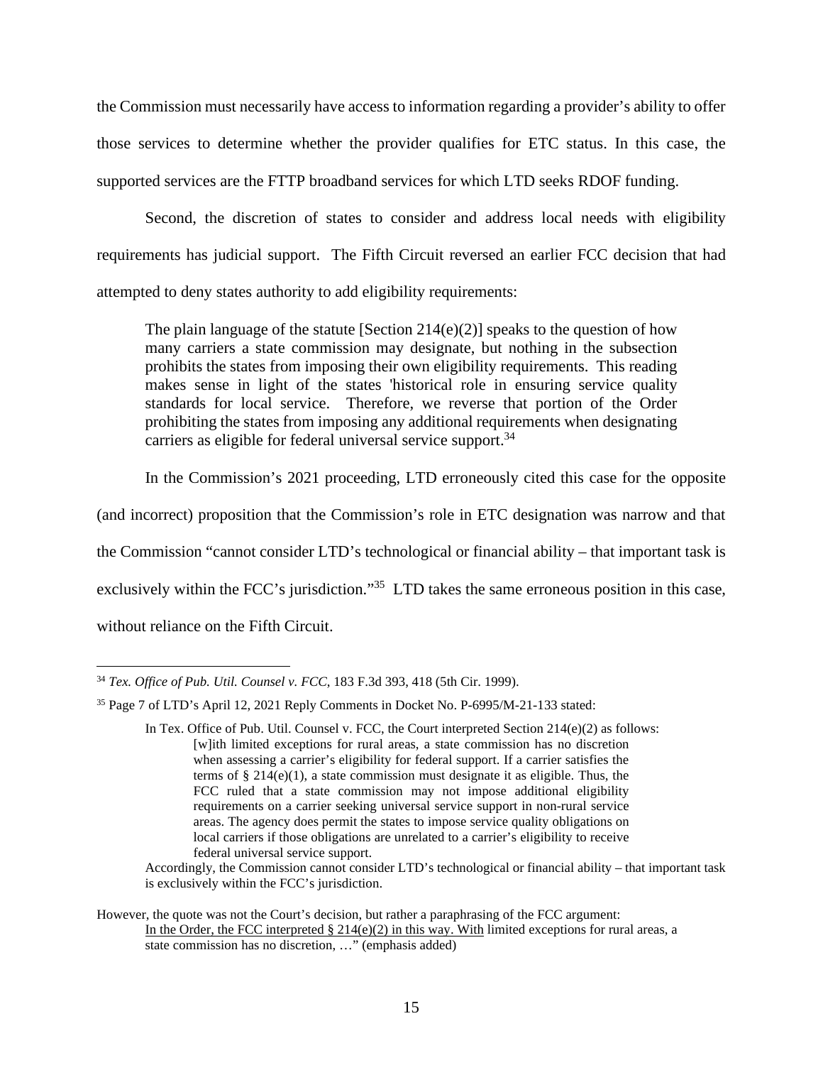the Commission must necessarily have access to information regarding a provider's ability to offer those services to determine whether the provider qualifies for ETC status. In this case, the supported services are the FTTP broadband services for which LTD seeks RDOF funding.

Second, the discretion of states to consider and address local needs with eligibility requirements has judicial support. The Fifth Circuit reversed an earlier FCC decision that had attempted to deny states authority to add eligibility requirements:

> The plain language of the statute [Section 214(e)(2)] speaks to the question of how many carriers a state commission may designate, but nothing in the subsection prohibits the states from imposing their own eligibility requirements. This reading makes sense in light of the states 'historical role in ensuring service quality standards for local service. Therefore, we reverse that portion of the Order prohibiting the states from imposing any additional requirements when designating carriers as eligible for federal universal service support.[34]

In the Commission's 2021 proceeding, LTD erroneously cited this case for the opposite (and incorrect) proposition that the Commission's role in ETC designation was narrow and that the Commission "cannot consider LTD's technological or financial ability – that important task is exclusively within the FCC's jurisdiction."[35] LTD takes the same erroneous position in this case, without reliance on the Fifth Circuit.

---

[34] *Tex. Office of Pub. Util. Counsel v. FCC*, 183 F.3d 393, 418 (5th Cir. 1999).

[35] Page 7 of LTD's April 12, 2021 Reply Comments in Docket No. P-6995/M-21-133 stated:

> In Tex. Office of Pub. Util. Counsel v. FCC, the Court interpreted Section 214(e)(2) as follows:
>
> > [w]ith limited exceptions for rural areas, a state commission has no discretion when assessing a carrier's eligibility for federal support. If a carrier satisfies the terms of § 214(e)(1), a state commission must designate it as eligible. Thus, the FCC ruled that a state commission may not impose additional eligibility requirements on a carrier seeking universal service support in non-rural service areas. The agency does permit the states to impose service quality obligations on local carriers if those obligations are unrelated to a carrier's eligibility to receive federal universal service support.
>
> Accordingly, the Commission cannot consider LTD's technological or financial ability – that important task is exclusively within the FCC's jurisdiction.

However, the quote was not the Court's decision, but rather a paraphrasing of the FCC argument:

> <u>In the Order, the FCC interpreted § 214(e)(2) in this way. With</u> limited exceptions for rural areas, a state commission has no discretion, …" (emphasis added)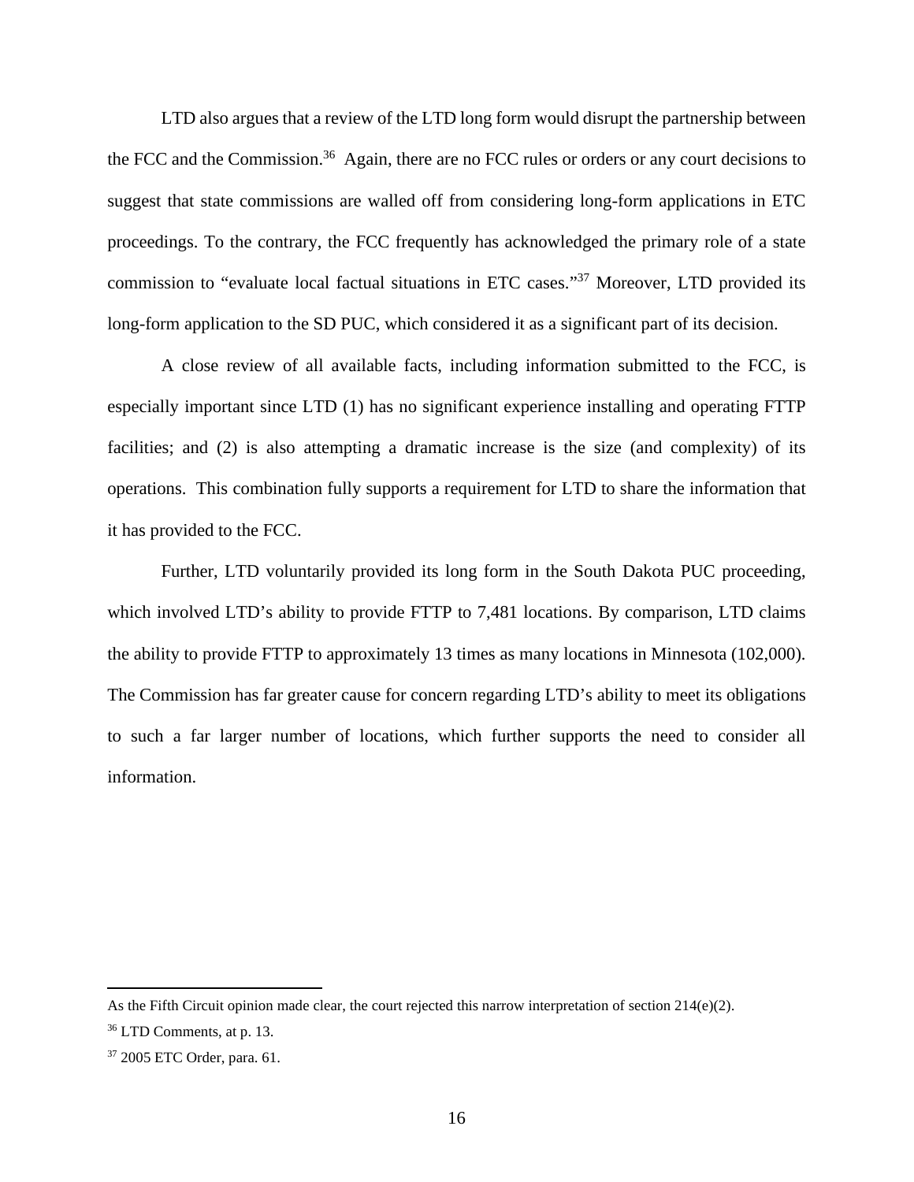LTD also argues that a review of the LTD long form would disrupt the partnership between the FCC and the Commission.[36] Again, there are no FCC rules or orders or any court decisions to suggest that state commissions are walled off from considering long-form applications in ETC proceedings. To the contrary, the FCC frequently has acknowledged the primary role of a state commission to "evaluate local factual situations in ETC cases."[37] Moreover, LTD provided its long-form application to the SD PUC, which considered it as a significant part of its decision.

A close review of all available facts, including information submitted to the FCC, is especially important since LTD (1) has no significant experience installing and operating FTTP facilities; and (2) is also attempting a dramatic increase is the size (and complexity) of its operations. This combination fully supports a requirement for LTD to share the information that it has provided to the FCC.

Further, LTD voluntarily provided its long form in the South Dakota PUC proceeding, which involved LTD's ability to provide FTTP to 7,481 locations. By comparison, LTD claims the ability to provide FTTP to approximately 13 times as many locations in Minnesota (102,000). The Commission has far greater cause for concern regarding LTD's ability to meet its obligations to such a far larger number of locations, which further supports the need to consider all information.

---

As the Fifth Circuit opinion made clear, the court rejected this narrow interpretation of section 214(e)(2).

[36] LTD Comments, at p. 13.

[37] 2005 ETC Order, para. 61.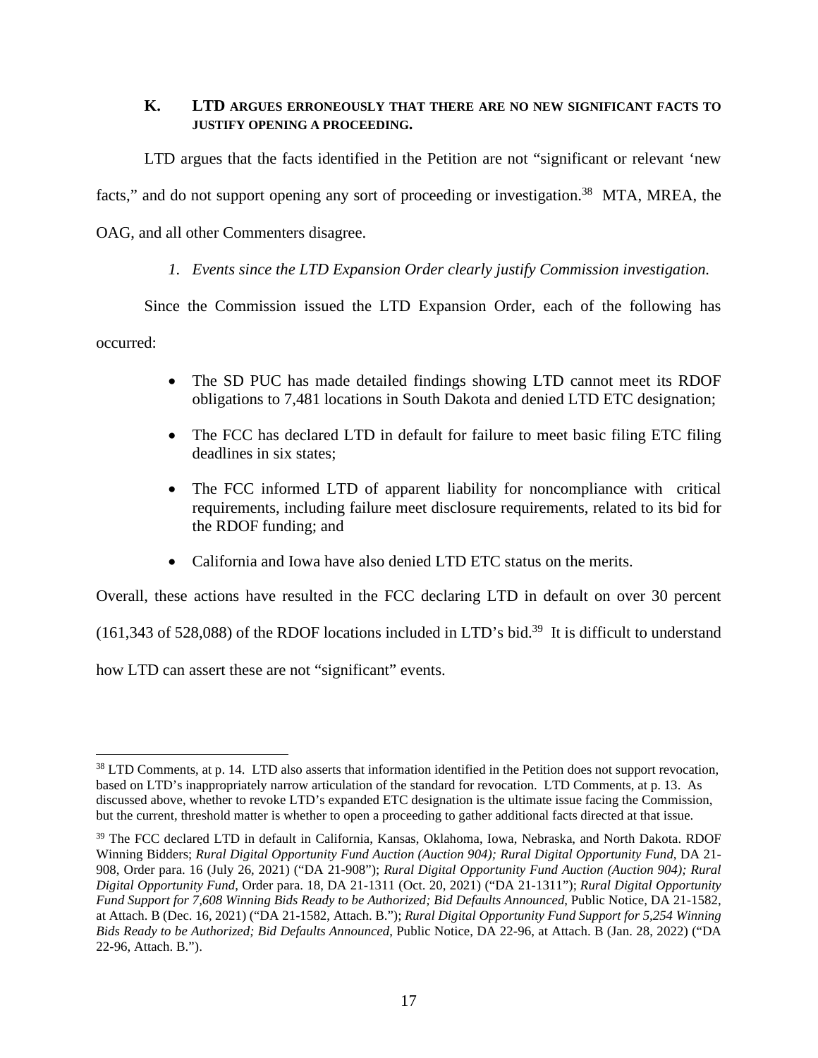## K. LTD ARGUES ERRONEOUSLY THAT THERE ARE NO NEW SIGNIFICANT FACTS TO JUSTIFY OPENING A PROCEEDING.

LTD argues that the facts identified in the Petition are not "significant or relevant 'new facts," and do not support opening any sort of proceeding or investigation.[38] MTA, MREA, the OAG, and all other Commenters disagree.

### *1. Events since the LTD Expansion Order clearly justify Commission investigation.*

Since the Commission issued the LTD Expansion Order, each of the following has occurred:

- The SD PUC has made detailed findings showing LTD cannot meet its RDOF obligations to 7,481 locations in South Dakota and denied LTD ETC designation;
- The FCC has declared LTD in default for failure to meet basic filing ETC filing deadlines in six states;
- The FCC informed LTD of apparent liability for noncompliance with critical requirements, including failure meet disclosure requirements, related to its bid for the RDOF funding; and
- California and Iowa have also denied LTD ETC status on the merits.

Overall, these actions have resulted in the FCC declaring LTD in default on over 30 percent (161,343 of 528,088) of the RDOF locations included in LTD's bid.[39] It is difficult to understand how LTD can assert these are not "significant" events.

---

[38] LTD Comments, at p. 14. LTD also asserts that information identified in the Petition does not support revocation, based on LTD's inappropriately narrow articulation of the standard for revocation. LTD Comments, at p. 13. As discussed above, whether to revoke LTD's expanded ETC designation is the ultimate issue facing the Commission, but the current, threshold matter is whether to open a proceeding to gather additional facts directed at that issue.

[39] The FCC declared LTD in default in California, Kansas, Oklahoma, Iowa, Nebraska, and North Dakota. RDOF Winning Bidders; *Rural Digital Opportunity Fund Auction (Auction 904); Rural Digital Opportunity Fund*, DA 21-908, Order para. 16 (July 26, 2021) ("DA 21-908"); *Rural Digital Opportunity Fund Auction (Auction 904); Rural Digital Opportunity Fund*, Order para. 18, DA 21-1311 (Oct. 20, 2021) ("DA 21-1311"); *Rural Digital Opportunity Fund Support for 7,608 Winning Bids Ready to be Authorized; Bid Defaults Announced*, Public Notice, DA 21-1582, at Attach. B (Dec. 16, 2021) ("DA 21-1582, Attach. B."); *Rural Digital Opportunity Fund Support for 5,254 Winning Bids Ready to be Authorized; Bid Defaults Announced*, Public Notice, DA 22-96, at Attach. B (Jan. 28, 2022) ("DA 22-96, Attach. B.").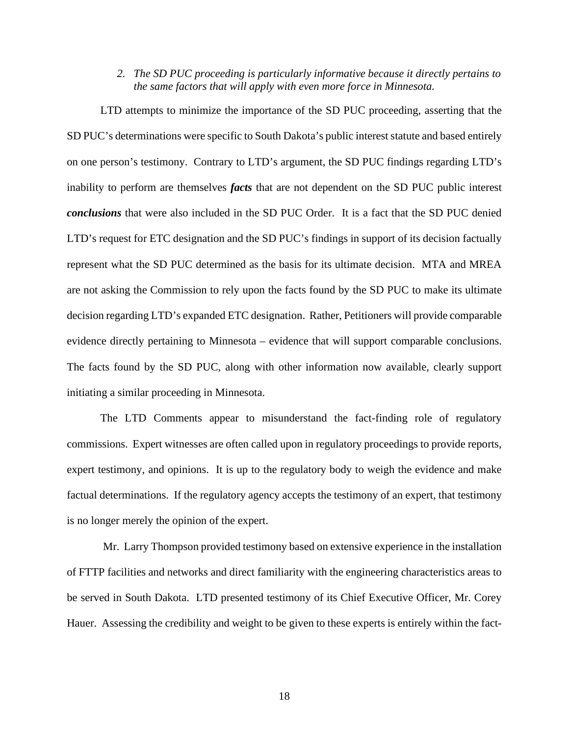*2. The SD PUC proceeding is particularly informative because it directly pertains to the same factors that will apply with even more force in Minnesota.*

LTD attempts to minimize the importance of the SD PUC proceeding, asserting that the SD PUC's determinations were specific to South Dakota's public interest statute and based entirely on one person's testimony. Contrary to LTD's argument, the SD PUC findings regarding LTD's inability to perform are themselves ***facts*** that are not dependent on the SD PUC public interest ***conclusions*** that were also included in the SD PUC Order. It is a fact that the SD PUC denied LTD's request for ETC designation and the SD PUC's findings in support of its decision factually represent what the SD PUC determined as the basis for its ultimate decision. MTA and MREA are not asking the Commission to rely upon the facts found by the SD PUC to make its ultimate decision regarding LTD's expanded ETC designation. Rather, Petitioners will provide comparable evidence directly pertaining to Minnesota – evidence that will support comparable conclusions. The facts found by the SD PUC, along with other information now available, clearly support initiating a similar proceeding in Minnesota.

The LTD Comments appear to misunderstand the fact-finding role of regulatory commissions. Expert witnesses are often called upon in regulatory proceedings to provide reports, expert testimony, and opinions. It is up to the regulatory body to weigh the evidence and make factual determinations. If the regulatory agency accepts the testimony of an expert, that testimony is no longer merely the opinion of the expert.

Mr. Larry Thompson provided testimony based on extensive experience in the installation of FTTP facilities and networks and direct familiarity with the engineering characteristics areas to be served in South Dakota. LTD presented testimony of its Chief Executive Officer, Mr. Corey Hauer. Assessing the credibility and weight to be given to these experts is entirely within the fact-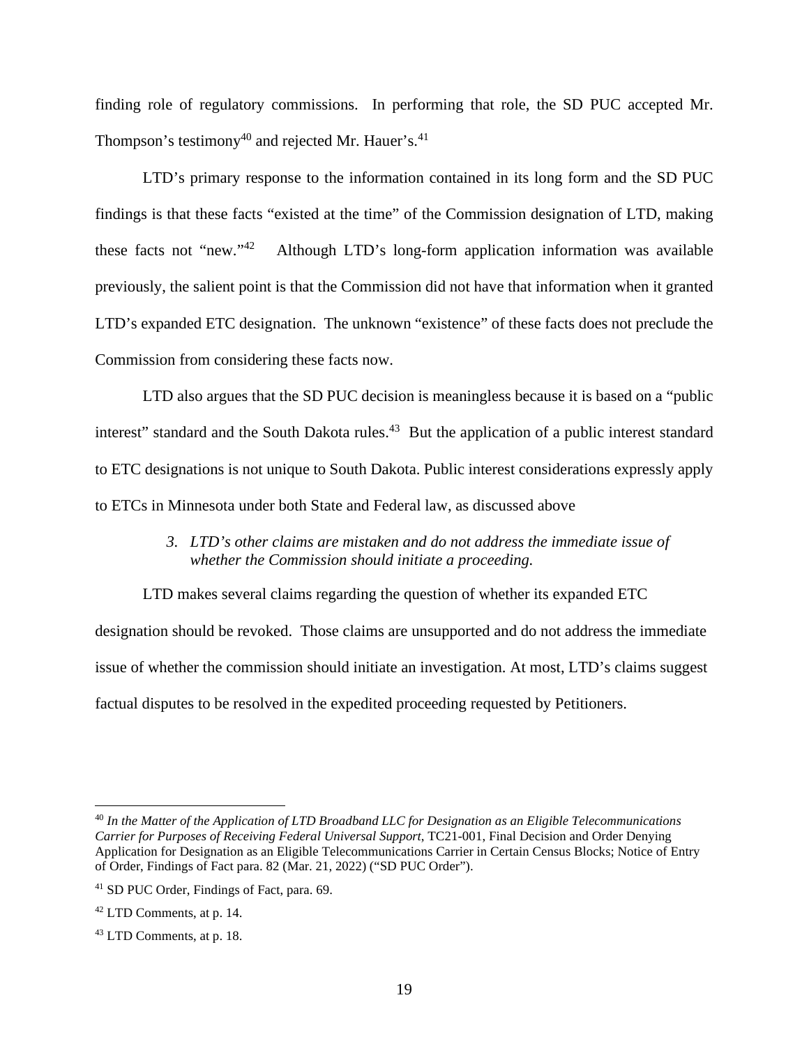finding role of regulatory commissions. In performing that role, the SD PUC accepted Mr. Thompson's testimony[40] and rejected Mr. Hauer's.[41]

LTD's primary response to the information contained in its long form and the SD PUC findings is that these facts "existed at the time" of the Commission designation of LTD, making these facts not "new."[42] Although LTD's long-form application information was available previously, the salient point is that the Commission did not have that information when it granted LTD's expanded ETC designation. The unknown "existence" of these facts does not preclude the Commission from considering these facts now.

LTD also argues that the SD PUC decision is meaningless because it is based on a "public interest" standard and the South Dakota rules.[43] But the application of a public interest standard to ETC designations is not unique to South Dakota. Public interest considerations expressly apply to ETCs in Minnesota under both State and Federal law, as discussed above

*3. LTD's other claims are mistaken and do not address the immediate issue of whether the Commission should initiate a proceeding.*

LTD makes several claims regarding the question of whether its expanded ETC designation should be revoked. Those claims are unsupported and do not address the immediate issue of whether the commission should initiate an investigation. At most, LTD's claims suggest factual disputes to be resolved in the expedited proceeding requested by Petitioners.

---

[40] *In the Matter of the Application of LTD Broadband LLC for Designation as an Eligible Telecommunications Carrier for Purposes of Receiving Federal Universal Support*, TC21-001, Final Decision and Order Denying Application for Designation as an Eligible Telecommunications Carrier in Certain Census Blocks; Notice of Entry of Order, Findings of Fact para. 82 (Mar. 21, 2022) ("SD PUC Order").

[41] SD PUC Order, Findings of Fact, para. 69.

[42] LTD Comments, at p. 14.

[43] LTD Comments, at p. 18.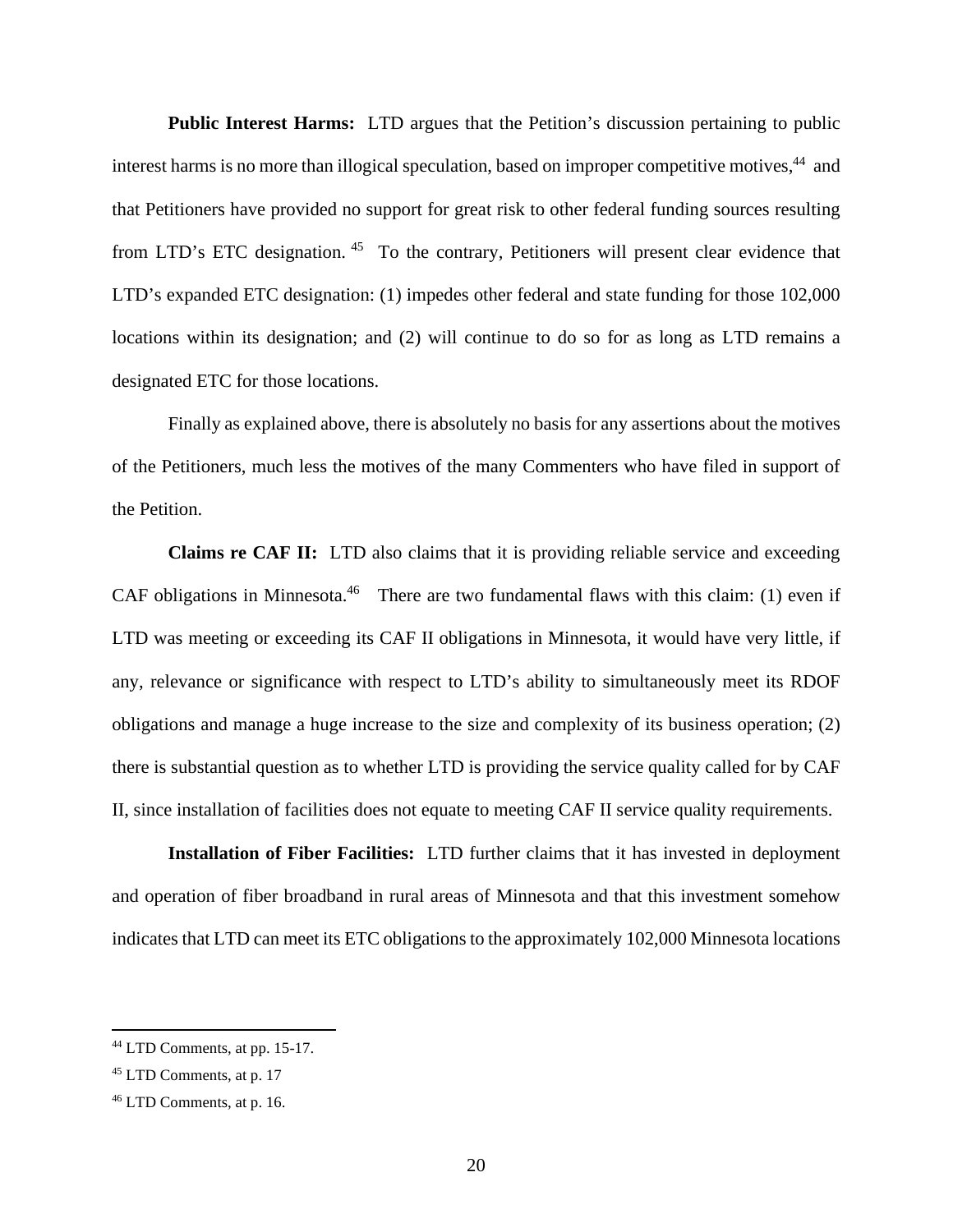**Public Interest Harms:** LTD argues that the Petition's discussion pertaining to public interest harms is no more than illogical speculation, based on improper competitive motives,[44] and that Petitioners have provided no support for great risk to other federal funding sources resulting from LTD's ETC designation.[45] To the contrary, Petitioners will present clear evidence that LTD's expanded ETC designation: (1) impedes other federal and state funding for those 102,000 locations within its designation; and (2) will continue to do so for as long as LTD remains a designated ETC for those locations.

Finally as explained above, there is absolutely no basis for any assertions about the motives of the Petitioners, much less the motives of the many Commenters who have filed in support of the Petition.

**Claims re CAF II:** LTD also claims that it is providing reliable service and exceeding CAF obligations in Minnesota.[46] There are two fundamental flaws with this claim: (1) even if LTD was meeting or exceeding its CAF II obligations in Minnesota, it would have very little, if any, relevance or significance with respect to LTD's ability to simultaneously meet its RDOF obligations and manage a huge increase to the size and complexity of its business operation; (2) there is substantial question as to whether LTD is providing the service quality called for by CAF II, since installation of facilities does not equate to meeting CAF II service quality requirements.

**Installation of Fiber Facilities:** LTD further claims that it has invested in deployment and operation of fiber broadband in rural areas of Minnesota and that this investment somehow indicates that LTD can meet its ETC obligations to the approximately 102,000 Minnesota locations

---

[44] LTD Comments, at pp. 15-17.

[45] LTD Comments, at p. 17

[46] LTD Comments, at p. 16.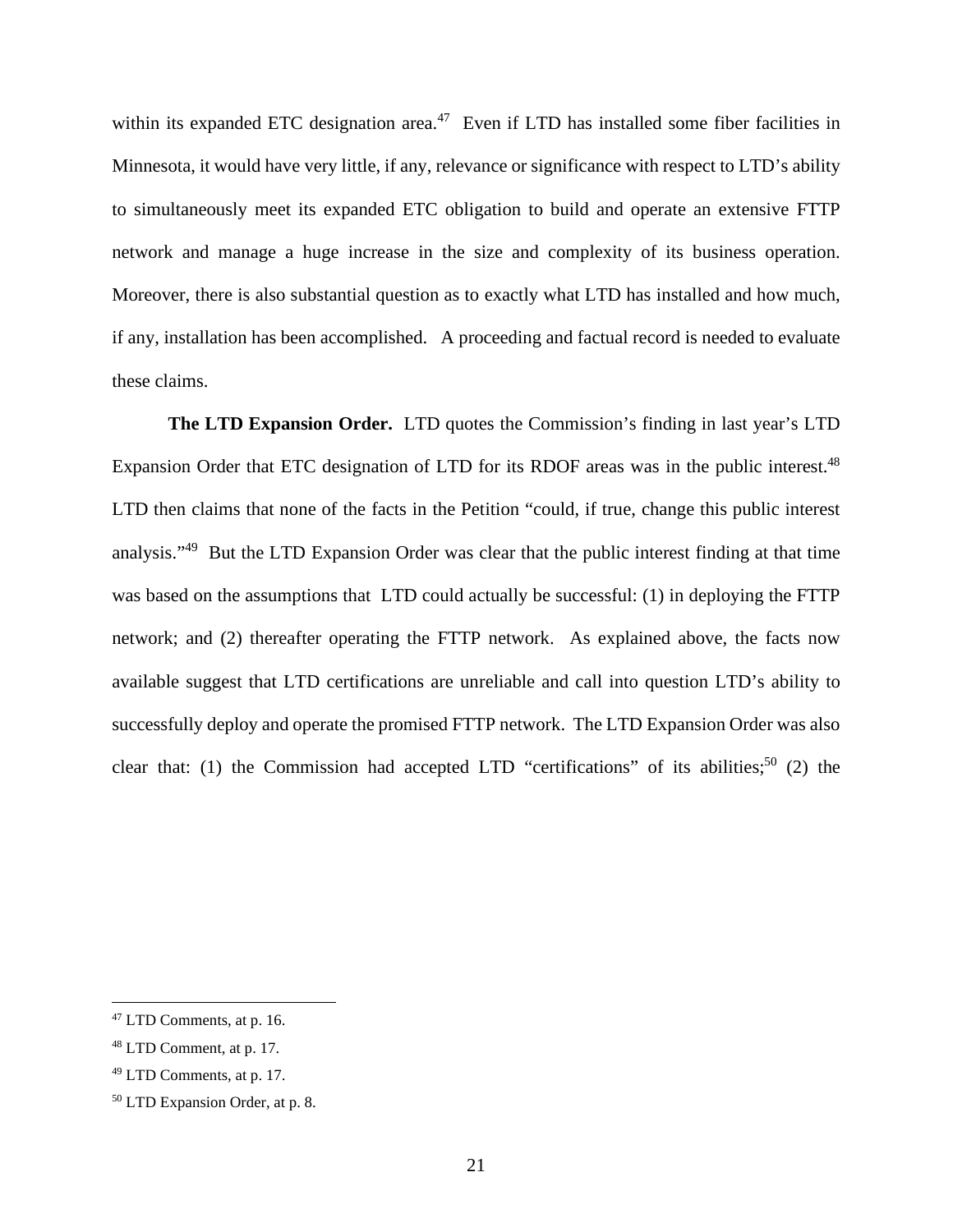within its expanded ETC designation area.[47] Even if LTD has installed some fiber facilities in Minnesota, it would have very little, if any, relevance or significance with respect to LTD's ability to simultaneously meet its expanded ETC obligation to build and operate an extensive FTTP network and manage a huge increase in the size and complexity of its business operation. Moreover, there is also substantial question as to exactly what LTD has installed and how much, if any, installation has been accomplished. A proceeding and factual record is needed to evaluate these claims.

**The LTD Expansion Order.** LTD quotes the Commission's finding in last year's LTD Expansion Order that ETC designation of LTD for its RDOF areas was in the public interest.[48] LTD then claims that none of the facts in the Petition "could, if true, change this public interest analysis."[49] But the LTD Expansion Order was clear that the public interest finding at that time was based on the assumptions that LTD could actually be successful: (1) in deploying the FTTP network; and (2) thereafter operating the FTTP network. As explained above, the facts now available suggest that LTD certifications are unreliable and call into question LTD's ability to successfully deploy and operate the promised FTTP network. The LTD Expansion Order was also clear that: (1) the Commission had accepted LTD "certifications" of its abilities;[50] (2) the

---

[47] LTD Comments, at p. 16.

[48] LTD Comment, at p. 17.

[49] LTD Comments, at p. 17.

[50] LTD Expansion Order, at p. 8.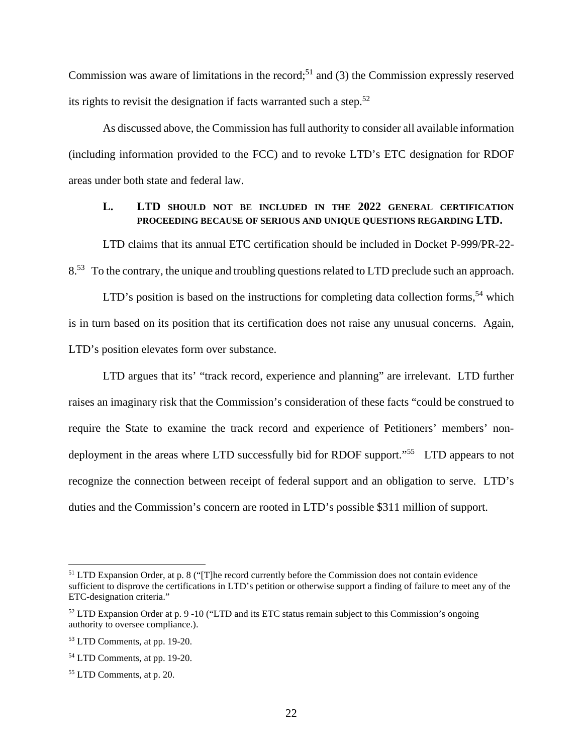Commission was aware of limitations in the record;[51] and (3) the Commission expressly reserved its rights to revisit the designation if facts warranted such a step.[52]

As discussed above, the Commission has full authority to consider all available information (including information provided to the FCC) and to revoke LTD's ETC designation for RDOF areas under both state and federal law.

### L. LTD SHOULD NOT BE INCLUDED IN THE 2022 GENERAL CERTIFICATION PROCEEDING BECAUSE OF SERIOUS AND UNIQUE QUESTIONS REGARDING LTD.

LTD claims that its annual ETC certification should be included in Docket P-999/PR-22-8.[53] To the contrary, the unique and troubling questions related to LTD preclude such an approach.

LTD's position is based on the instructions for completing data collection forms,[54] which is in turn based on its position that its certification does not raise any unusual concerns. Again, LTD's position elevates form over substance.

LTD argues that its' "track record, experience and planning" are irrelevant. LTD further raises an imaginary risk that the Commission's consideration of these facts "could be construed to require the State to examine the track record and experience of Petitioners' members' non-deployment in the areas where LTD successfully bid for RDOF support."[55] LTD appears to not recognize the connection between receipt of federal support and an obligation to serve. LTD's duties and the Commission's concern are rooted in LTD's possible $311 million of support.

---

[51] LTD Expansion Order, at p. 8 ("[T]he record currently before the Commission does not contain evidence sufficient to disprove the certifications in LTD's petition or otherwise support a finding of failure to meet any of the ETC-designation criteria."

[52] LTD Expansion Order at p. 9 -10 ("LTD and its ETC status remain subject to this Commission's ongoing authority to oversee compliance.).

[53] LTD Comments, at pp. 19-20.

[54] LTD Comments, at pp. 19-20.

[55] LTD Comments, at p. 20.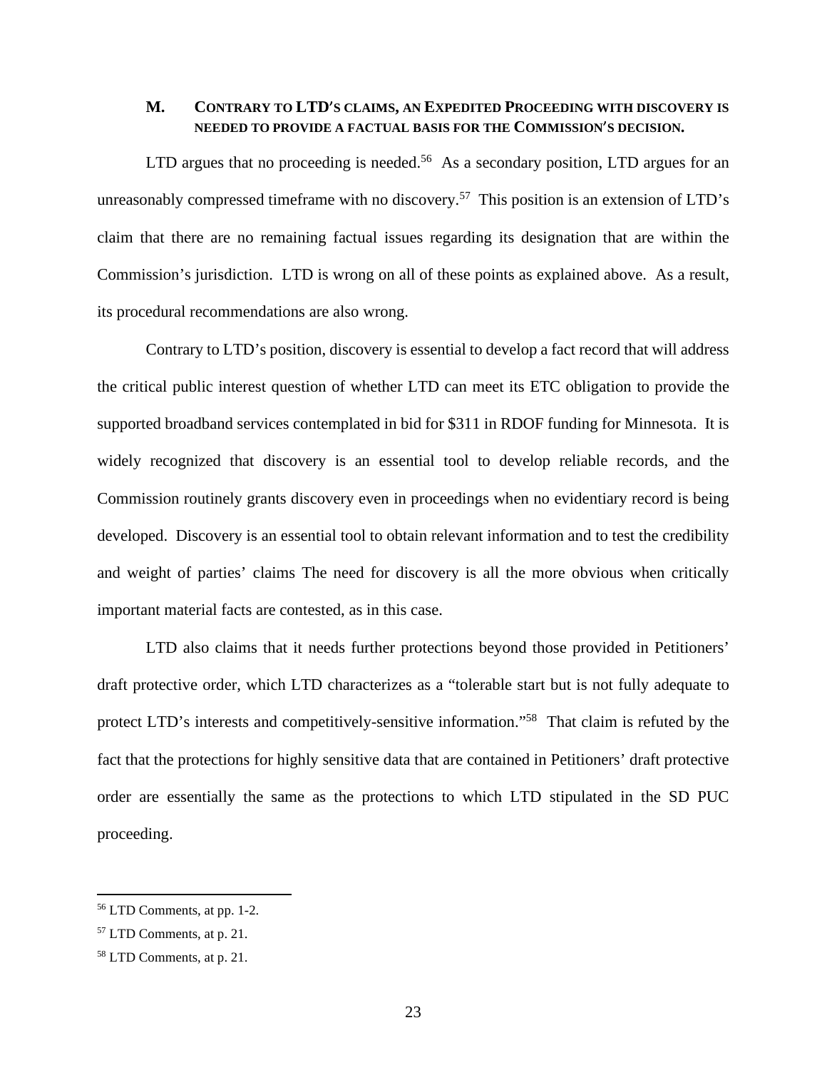## M. CONTRARY TO LTD'S CLAIMS, AN EXPEDITED PROCEEDING WITH DISCOVERY IS NEEDED TO PROVIDE A FACTUAL BASIS FOR THE COMMISSION'S DECISION.

LTD argues that no proceeding is needed.[56] As a secondary position, LTD argues for an unreasonably compressed timeframe with no discovery.[57] This position is an extension of LTD's claim that there are no remaining factual issues regarding its designation that are within the Commission's jurisdiction. LTD is wrong on all of these points as explained above. As a result, its procedural recommendations are also wrong.

Contrary to LTD's position, discovery is essential to develop a fact record that will address the critical public interest question of whether LTD can meet its ETC obligation to provide the supported broadband services contemplated in bid for $311 in RDOF funding for Minnesota. It is widely recognized that discovery is an essential tool to develop reliable records, and the Commission routinely grants discovery even in proceedings when no evidentiary record is being developed. Discovery is an essential tool to obtain relevant information and to test the credibility and weight of parties' claims The need for discovery is all the more obvious when critically important material facts are contested, as in this case.

LTD also claims that it needs further protections beyond those provided in Petitioners' draft protective order, which LTD characterizes as a "tolerable start but is not fully adequate to protect LTD's interests and competitively-sensitive information."[58] That claim is refuted by the fact that the protections for highly sensitive data that are contained in Petitioners' draft protective order are essentially the same as the protections to which LTD stipulated in the SD PUC proceeding.

---

[56] LTD Comments, at pp. 1-2.

[57] LTD Comments, at p. 21.

[58] LTD Comments, at p. 21.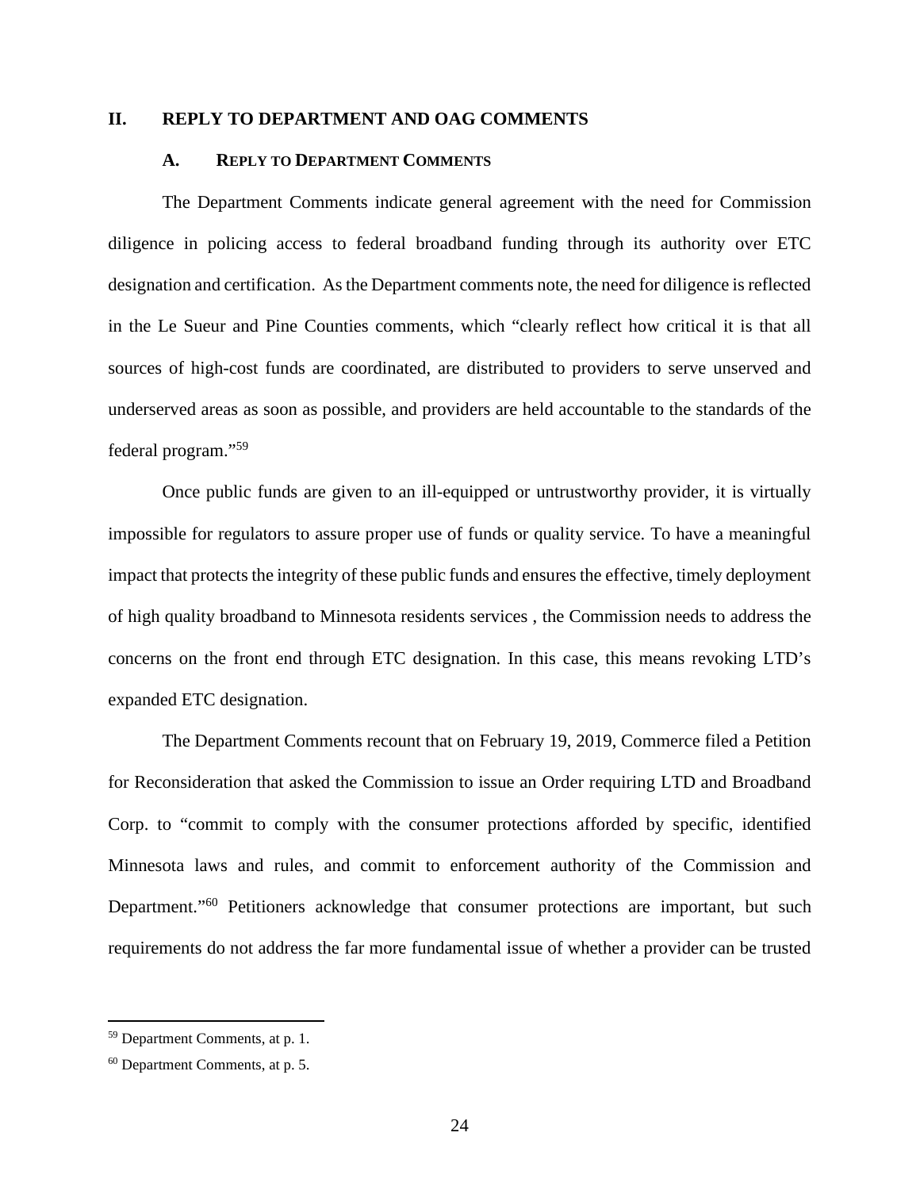## II. REPLY TO DEPARTMENT AND OAG COMMENTS

### A. REPLY TO DEPARTMENT COMMENTS

The Department Comments indicate general agreement with the need for Commission diligence in policing access to federal broadband funding through its authority over ETC designation and certification. As the Department comments note, the need for diligence is reflected in the Le Sueur and Pine Counties comments, which "clearly reflect how critical it is that all sources of high-cost funds are coordinated, are distributed to providers to serve unserved and underserved areas as soon as possible, and providers are held accountable to the standards of the federal program."[59]

Once public funds are given to an ill-equipped or untrustworthy provider, it is virtually impossible for regulators to assure proper use of funds or quality service. To have a meaningful impact that protects the integrity of these public funds and ensures the effective, timely deployment of high quality broadband to Minnesota residents services , the Commission needs to address the concerns on the front end through ETC designation. In this case, this means revoking LTD's expanded ETC designation.

The Department Comments recount that on February 19, 2019, Commerce filed a Petition for Reconsideration that asked the Commission to issue an Order requiring LTD and Broadband Corp. to "commit to comply with the consumer protections afforded by specific, identified Minnesota laws and rules, and commit to enforcement authority of the Commission and Department."[60] Petitioners acknowledge that consumer protections are important, but such requirements do not address the far more fundamental issue of whether a provider can be trusted

---

[59] Department Comments, at p. 1.

[60] Department Comments, at p. 5.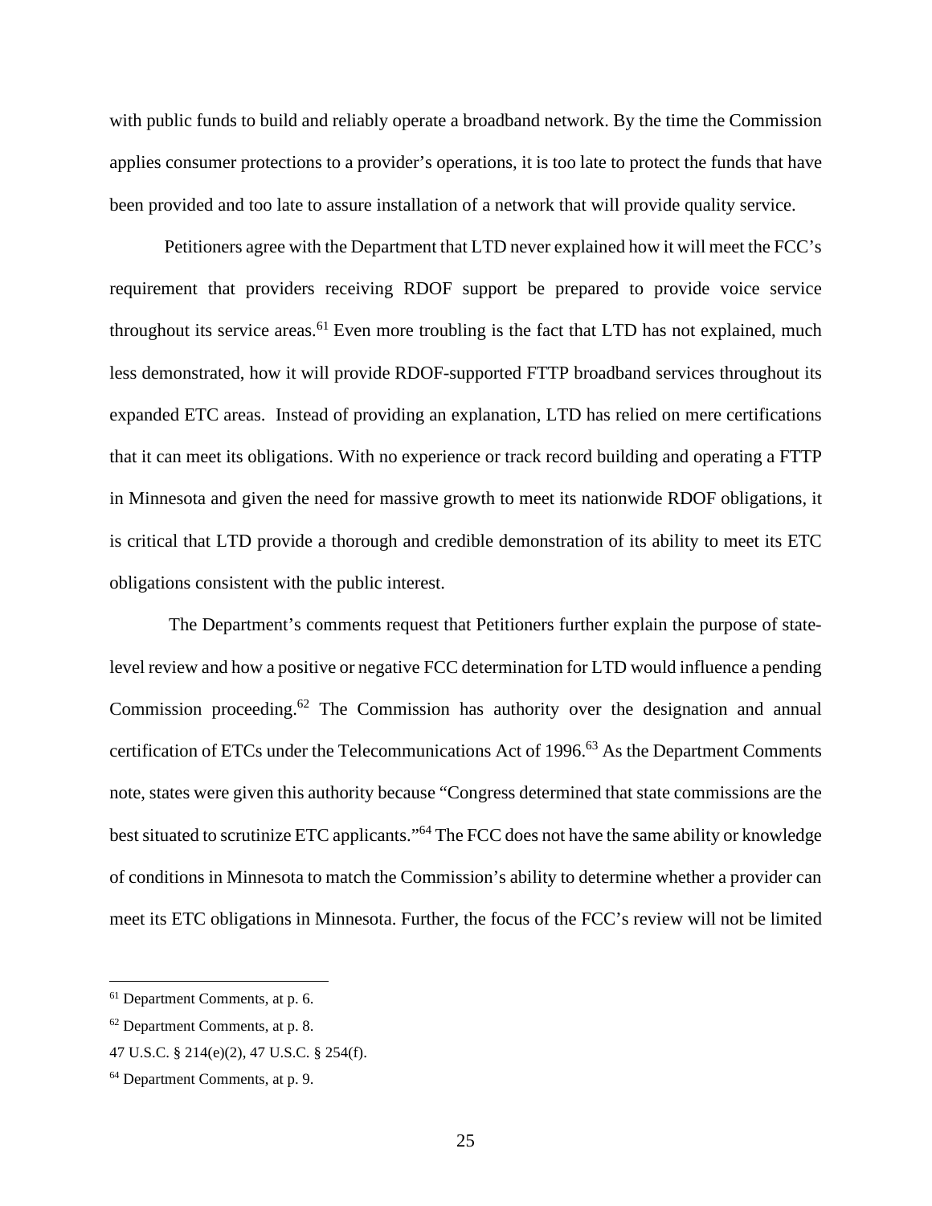with public funds to build and reliably operate a broadband network. By the time the Commission applies consumer protections to a provider's operations, it is too late to protect the funds that have been provided and too late to assure installation of a network that will provide quality service.

Petitioners agree with the Department that LTD never explained how it will meet the FCC's requirement that providers receiving RDOF support be prepared to provide voice service throughout its service areas.[61] Even more troubling is the fact that LTD has not explained, much less demonstrated, how it will provide RDOF-supported FTTP broadband services throughout its expanded ETC areas. Instead of providing an explanation, LTD has relied on mere certifications that it can meet its obligations. With no experience or track record building and operating a FTTP in Minnesota and given the need for massive growth to meet its nationwide RDOF obligations, it is critical that LTD provide a thorough and credible demonstration of its ability to meet its ETC obligations consistent with the public interest.

The Department's comments request that Petitioners further explain the purpose of state-level review and how a positive or negative FCC determination for LTD would influence a pending Commission proceeding.[62] The Commission has authority over the designation and annual certification of ETCs under the Telecommunications Act of 1996.[63] As the Department Comments note, states were given this authority because "Congress determined that state commissions are the best situated to scrutinize ETC applicants."[64] The FCC does not have the same ability or knowledge of conditions in Minnesota to match the Commission's ability to determine whether a provider can meet its ETC obligations in Minnesota. Further, the focus of the FCC's review will not be limited

---

[61] Department Comments, at p. 6.

[62] Department Comments, at p. 8.

47 U.S.C. § 214(e)(2), 47 U.S.C. § 254(f).

[64] Department Comments, at p. 9.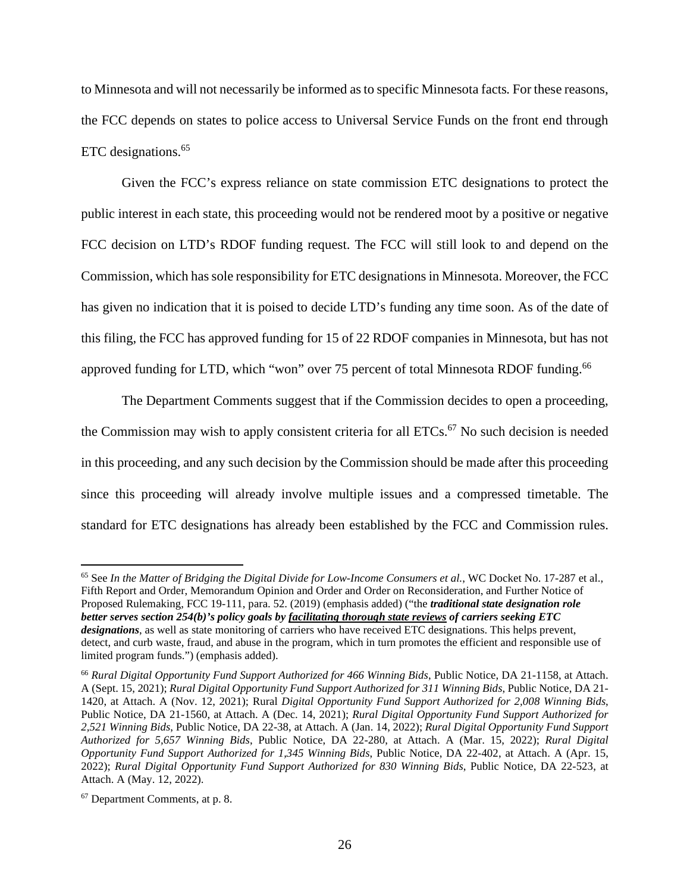to Minnesota and will not necessarily be informed as to specific Minnesota facts. For these reasons, the FCC depends on states to police access to Universal Service Funds on the front end through ETC designations.[65]

Given the FCC's express reliance on state commission ETC designations to protect the public interest in each state, this proceeding would not be rendered moot by a positive or negative FCC decision on LTD's RDOF funding request. The FCC will still look to and depend on the Commission, which has sole responsibility for ETC designations in Minnesota. Moreover, the FCC has given no indication that it is poised to decide LTD's funding any time soon. As of the date of this filing, the FCC has approved funding for 15 of 22 RDOF companies in Minnesota, but has not approved funding for LTD, which "won" over 75 percent of total Minnesota RDOF funding.[66]

The Department Comments suggest that if the Commission decides to open a proceeding, the Commission may wish to apply consistent criteria for all ETCs.[67] No such decision is needed in this proceeding, and any such decision by the Commission should be made after this proceeding since this proceeding will already involve multiple issues and a compressed timetable. The standard for ETC designations has already been established by the FCC and Commission rules.

---

[65] See *In the Matter of Bridging the Digital Divide for Low-Income Consumers et al.*, WC Docket No. 17-287 et al., Fifth Report and Order, Memorandum Opinion and Order and Order on Reconsideration, and Further Notice of Proposed Rulemaking, FCC 19-111, para. 52. (2019) (emphasis added) ("the ***traditional state designation role better serves section 254(b)'s policy goals by <u>facilitating thorough state reviews</u> of carriers seeking ETC designations***, as well as state monitoring of carriers who have received ETC designations. This helps prevent, detect, and curb waste, fraud, and abuse in the program, which in turn promotes the efficient and responsible use of limited program funds.") (emphasis added).

[66] *Rural Digital Opportunity Fund Support Authorized for 466 Winning Bids*, Public Notice, DA 21-1158, at Attach. A (Sept. 15, 2021); *Rural Digital Opportunity Fund Support Authorized for 311 Winning Bids*, Public Notice, DA 21-1420, at Attach. A (Nov. 12, 2021); Rural *Digital Opportunity Fund Support Authorized for 2,008 Winning Bids*, Public Notice, DA 21-1560, at Attach. A (Dec. 14, 2021); *Rural Digital Opportunity Fund Support Authorized for 2,521 Winning Bids*, Public Notice, DA 22-38, at Attach. A (Jan. 14, 2022); *Rural Digital Opportunity Fund Support Authorized for 5,657 Winning Bids*, Public Notice, DA 22-280, at Attach. A (Mar. 15, 2022); *Rural Digital Opportunity Fund Support Authorized for 1,345 Winning Bids*, Public Notice, DA 22-402, at Attach. A (Apr. 15, 2022); *Rural Digital Opportunity Fund Support Authorized for 830 Winning Bids*, Public Notice, DA 22-523, at Attach. A (May. 12, 2022).

[67] Department Comments, at p. 8.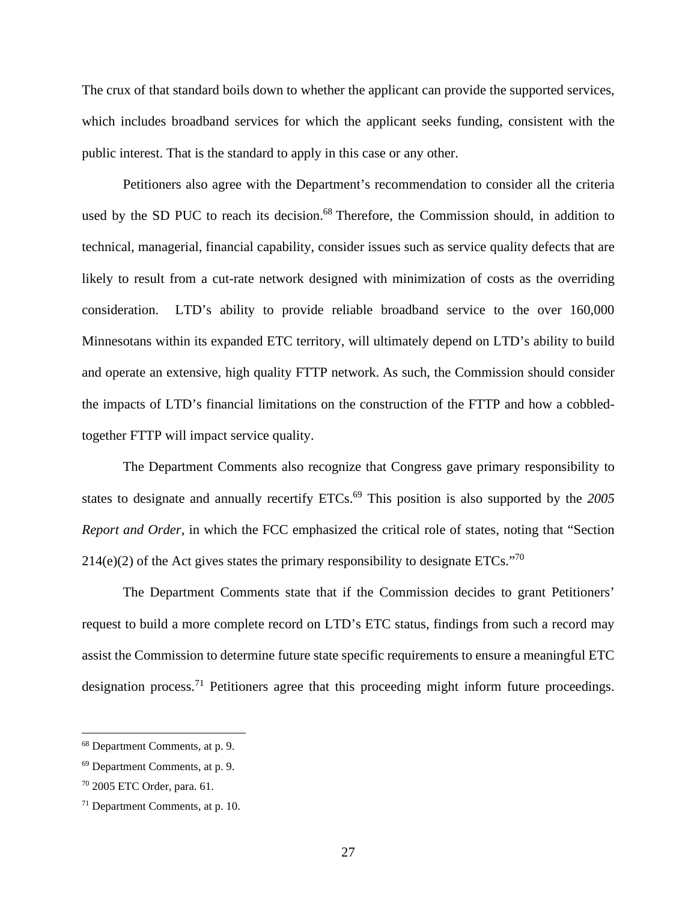The crux of that standard boils down to whether the applicant can provide the supported services, which includes broadband services for which the applicant seeks funding, consistent with the public interest. That is the standard to apply in this case or any other.

Petitioners also agree with the Department's recommendation to consider all the criteria used by the SD PUC to reach its decision.[68] Therefore, the Commission should, in addition to technical, managerial, financial capability, consider issues such as service quality defects that are likely to result from a cut-rate network designed with minimization of costs as the overriding consideration. LTD's ability to provide reliable broadband service to the over 160,000 Minnesotans within its expanded ETC territory, will ultimately depend on LTD's ability to build and operate an extensive, high quality FTTP network. As such, the Commission should consider the impacts of LTD's financial limitations on the construction of the FTTP and how a cobbled-together FTTP will impact service quality.

The Department Comments also recognize that Congress gave primary responsibility to states to designate and annually recertify ETCs.[69] This position is also supported by the *2005 Report and Order*, in which the FCC emphasized the critical role of states, noting that "Section 214(e)(2) of the Act gives states the primary responsibility to designate ETCs."[70]

The Department Comments state that if the Commission decides to grant Petitioners' request to build a more complete record on LTD's ETC status, findings from such a record may assist the Commission to determine future state specific requirements to ensure a meaningful ETC designation process.[71] Petitioners agree that this proceeding might inform future proceedings.

---

[68] Department Comments, at p. 9.

[69] Department Comments, at p. 9.

[70] 2005 ETC Order, para. 61.

[71] Department Comments, at p. 10.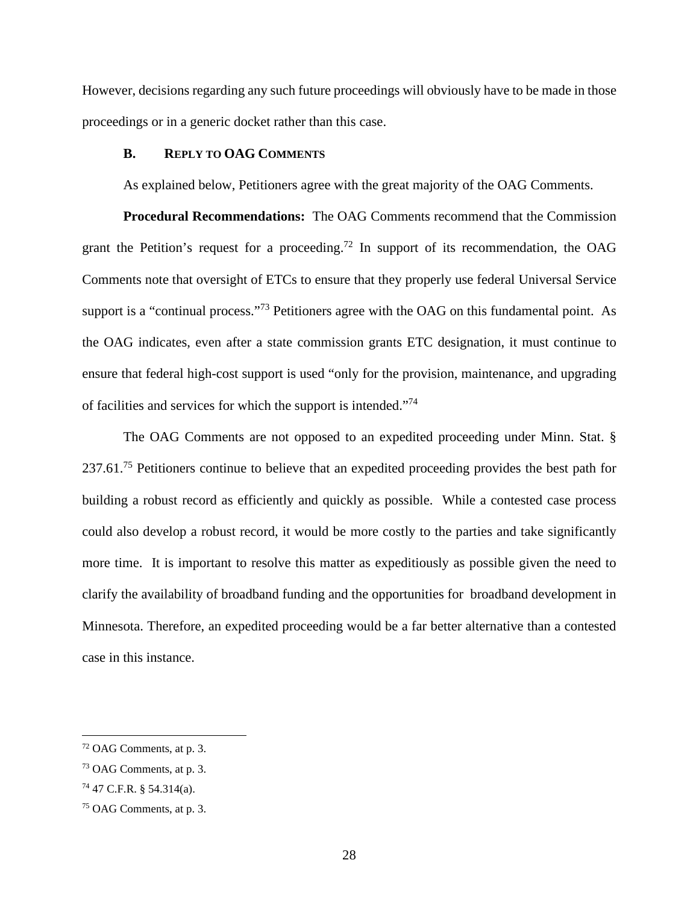However, decisions regarding any such future proceedings will obviously have to be made in those proceedings or in a generic docket rather than this case.

### B. Reply to OAG Comments

As explained below, Petitioners agree with the great majority of the OAG Comments.

**Procedural Recommendations:** The OAG Comments recommend that the Commission grant the Petition's request for a proceeding.[72] In support of its recommendation, the OAG Comments note that oversight of ETCs to ensure that they properly use federal Universal Service support is a "continual process."[73] Petitioners agree with the OAG on this fundamental point. As the OAG indicates, even after a state commission grants ETC designation, it must continue to ensure that federal high-cost support is used "only for the provision, maintenance, and upgrading of facilities and services for which the support is intended."[74]

The OAG Comments are not opposed to an expedited proceeding under Minn. Stat. § 237.61.[75] Petitioners continue to believe that an expedited proceeding provides the best path for building a robust record as efficiently and quickly as possible. While a contested case process could also develop a robust record, it would be more costly to the parties and take significantly more time. It is important to resolve this matter as expeditiously as possible given the need to clarify the availability of broadband funding and the opportunities for broadband development in Minnesota. Therefore, an expedited proceeding would be a far better alternative than a contested case in this instance.

---

[72] OAG Comments, at p. 3.

[73] OAG Comments, at p. 3.

[74] 47 C.F.R. § 54.314(a).

[75] OAG Comments, at p. 3.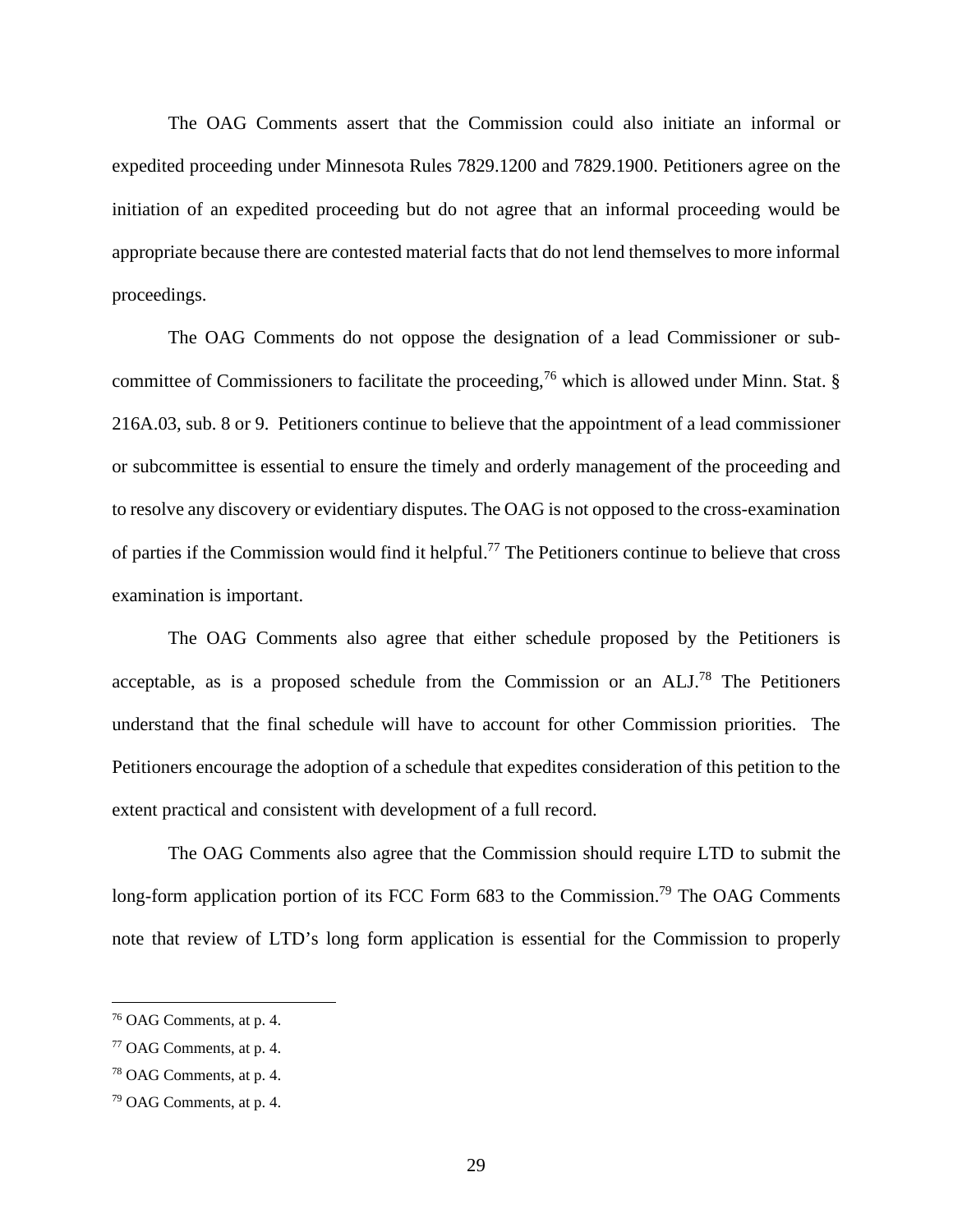The OAG Comments assert that the Commission could also initiate an informal or expedited proceeding under Minnesota Rules 7829.1200 and 7829.1900. Petitioners agree on the initiation of an expedited proceeding but do not agree that an informal proceeding would be appropriate because there are contested material facts that do not lend themselves to more informal proceedings.

The OAG Comments do not oppose the designation of a lead Commissioner or sub-committee of Commissioners to facilitate the proceeding,[76] which is allowed under Minn. Stat. § 216A.03, sub. 8 or 9. Petitioners continue to believe that the appointment of a lead commissioner or subcommittee is essential to ensure the timely and orderly management of the proceeding and to resolve any discovery or evidentiary disputes. The OAG is not opposed to the cross-examination of parties if the Commission would find it helpful.[77] The Petitioners continue to believe that cross examination is important.

The OAG Comments also agree that either schedule proposed by the Petitioners is acceptable, as is a proposed schedule from the Commission or an ALJ.[78] The Petitioners understand that the final schedule will have to account for other Commission priorities. The Petitioners encourage the adoption of a schedule that expedites consideration of this petition to the extent practical and consistent with development of a full record.

The OAG Comments also agree that the Commission should require LTD to submit the long-form application portion of its FCC Form 683 to the Commission.[79] The OAG Comments note that review of LTD's long form application is essential for the Commission to properly

---

[76] OAG Comments, at p. 4.

[77] OAG Comments, at p. 4.

[78] OAG Comments, at p. 4.

[79] OAG Comments, at p. 4.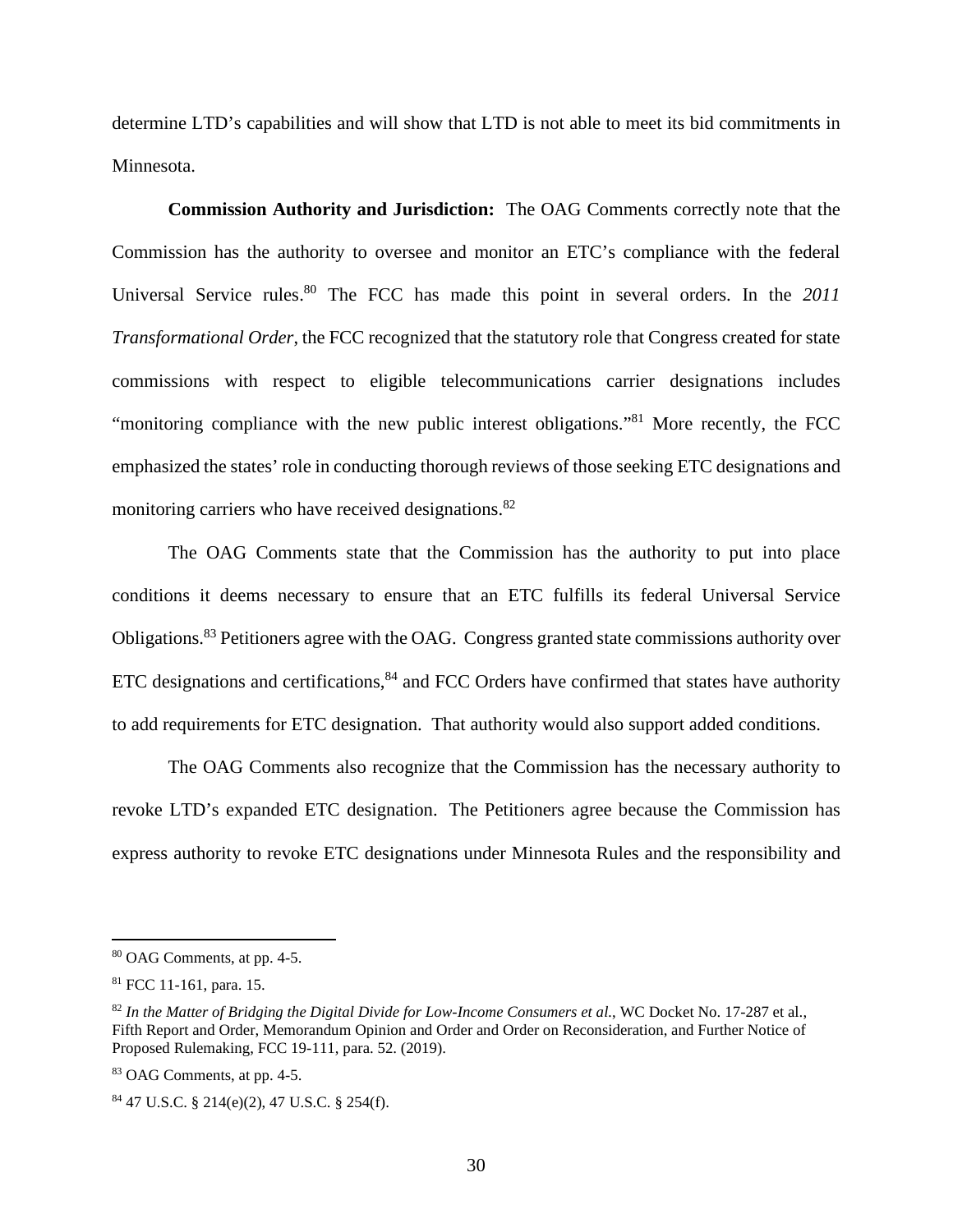determine LTD's capabilities and will show that LTD is not able to meet its bid commitments in Minnesota.

**Commission Authority and Jurisdiction:** The OAG Comments correctly note that the Commission has the authority to oversee and monitor an ETC's compliance with the federal Universal Service rules.[80] The FCC has made this point in several orders. In the *2011 Transformational Order*, the FCC recognized that the statutory role that Congress created for state commissions with respect to eligible telecommunications carrier designations includes "monitoring compliance with the new public interest obligations."[81] More recently, the FCC emphasized the states' role in conducting thorough reviews of those seeking ETC designations and monitoring carriers who have received designations.[82]

The OAG Comments state that the Commission has the authority to put into place conditions it deems necessary to ensure that an ETC fulfills its federal Universal Service Obligations.[83] Petitioners agree with the OAG. Congress granted state commissions authority over ETC designations and certifications,[84] and FCC Orders have confirmed that states have authority to add requirements for ETC designation. That authority would also support added conditions.

The OAG Comments also recognize that the Commission has the necessary authority to revoke LTD's expanded ETC designation. The Petitioners agree because the Commission has express authority to revoke ETC designations under Minnesota Rules and the responsibility and

---

[80] OAG Comments, at pp. 4-5.

[81] FCC 11-161, para. 15.

[82] *In the Matter of Bridging the Digital Divide for Low-Income Consumers et al.*, WC Docket No. 17-287 et al., Fifth Report and Order, Memorandum Opinion and Order and Order on Reconsideration, and Further Notice of Proposed Rulemaking, FCC 19-111, para. 52. (2019).

[83] OAG Comments, at pp. 4-5.

[84] 47 U.S.C. § 214(e)(2), 47 U.S.C. § 254(f).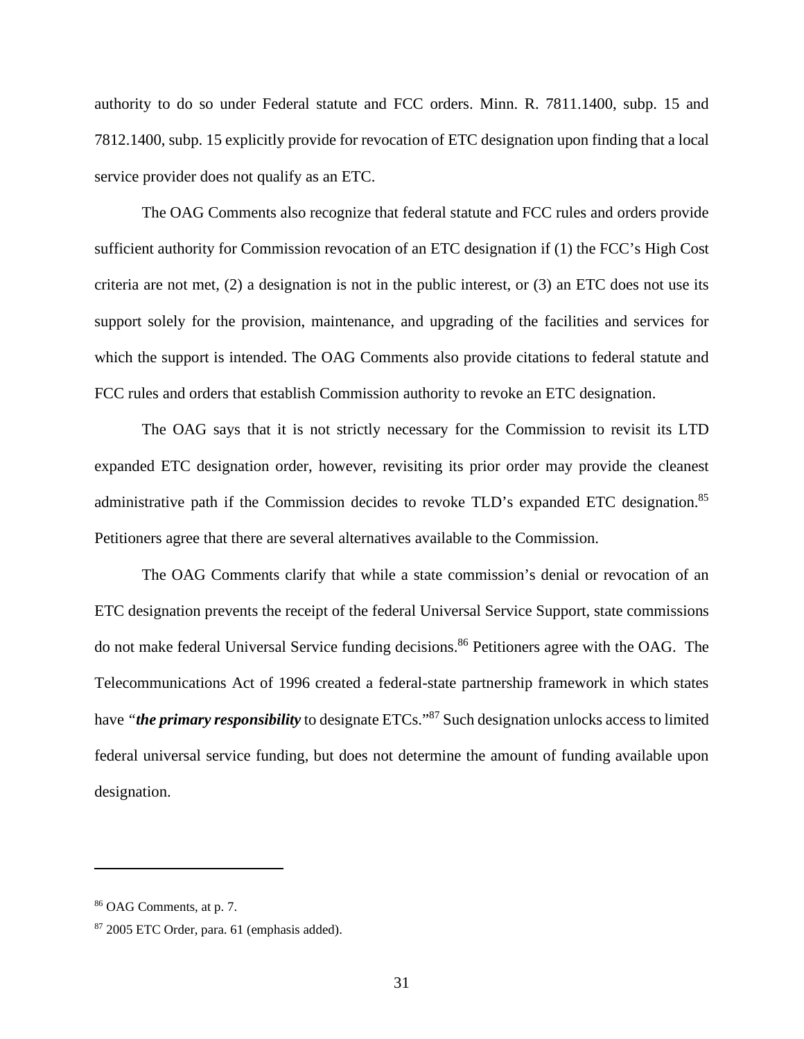authority to do so under Federal statute and FCC orders. Minn. R. 7811.1400, subp. 15 and 7812.1400, subp. 15 explicitly provide for revocation of ETC designation upon finding that a local service provider does not qualify as an ETC.

The OAG Comments also recognize that federal statute and FCC rules and orders provide sufficient authority for Commission revocation of an ETC designation if (1) the FCC's High Cost criteria are not met, (2) a designation is not in the public interest, or (3) an ETC does not use its support solely for the provision, maintenance, and upgrading of the facilities and services for which the support is intended. The OAG Comments also provide citations to federal statute and FCC rules and orders that establish Commission authority to revoke an ETC designation.

The OAG says that it is not strictly necessary for the Commission to revisit its LTD expanded ETC designation order, however, revisiting its prior order may provide the cleanest administrative path if the Commission decides to revoke TLD's expanded ETC designation.[85] Petitioners agree that there are several alternatives available to the Commission.

The OAG Comments clarify that while a state commission's denial or revocation of an ETC designation prevents the receipt of the federal Universal Service Support, state commissions do not make federal Universal Service funding decisions.[86] Petitioners agree with the OAG. The Telecommunications Act of 1996 created a federal-state partnership framework in which states have "***the primary responsibility*** to designate ETCs."[87] Such designation unlocks access to limited federal universal service funding, but does not determine the amount of funding available upon designation.

---

[86] OAG Comments, at p. 7.

[87] 2005 ETC Order, para. 61 (emphasis added).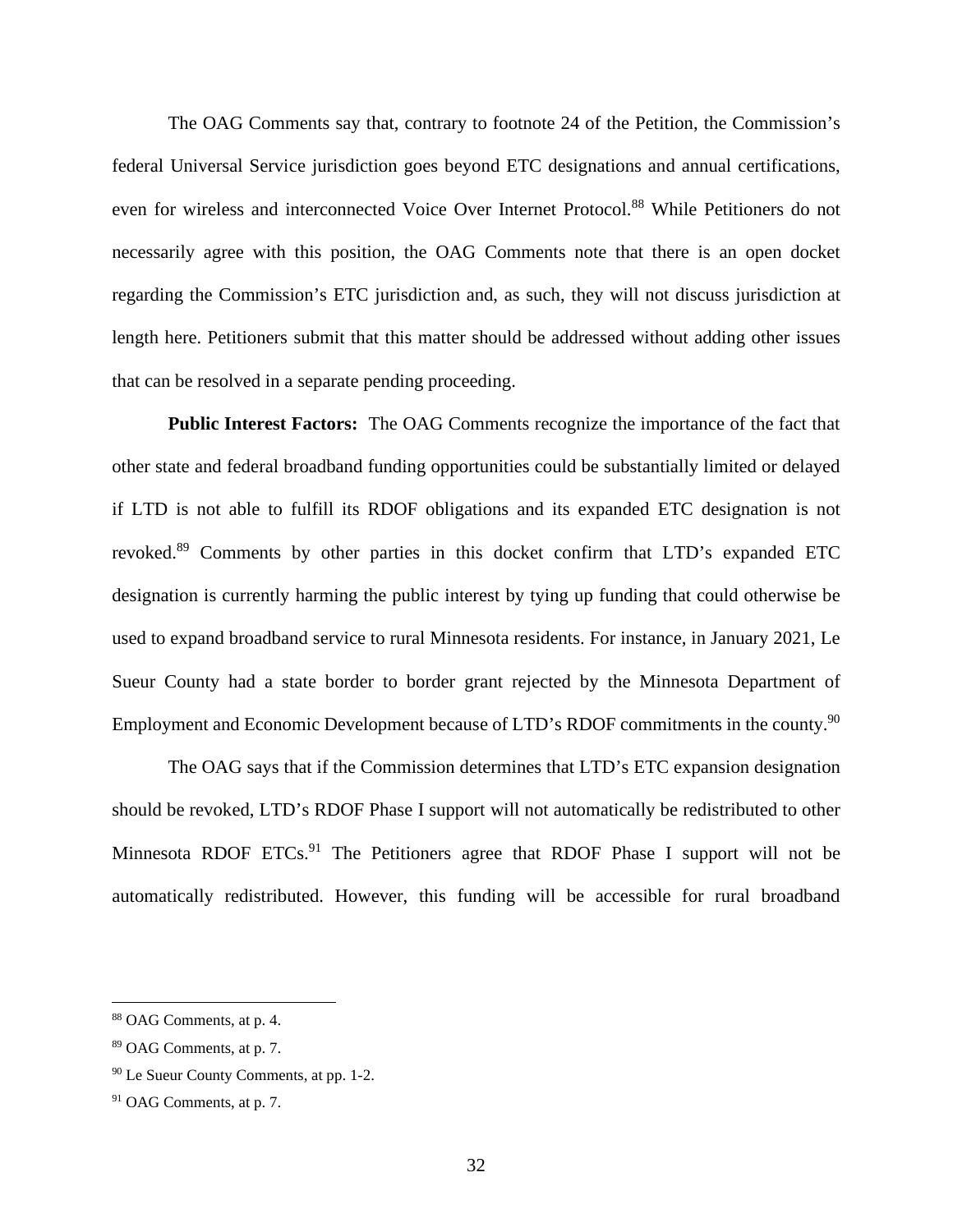The OAG Comments say that, contrary to footnote 24 of the Petition, the Commission's federal Universal Service jurisdiction goes beyond ETC designations and annual certifications, even for wireless and interconnected Voice Over Internet Protocol.[88] While Petitioners do not necessarily agree with this position, the OAG Comments note that there is an open docket regarding the Commission's ETC jurisdiction and, as such, they will not discuss jurisdiction at length here. Petitioners submit that this matter should be addressed without adding other issues that can be resolved in a separate pending proceeding.

**Public Interest Factors:** The OAG Comments recognize the importance of the fact that other state and federal broadband funding opportunities could be substantially limited or delayed if LTD is not able to fulfill its RDOF obligations and its expanded ETC designation is not revoked.[89] Comments by other parties in this docket confirm that LTD's expanded ETC designation is currently harming the public interest by tying up funding that could otherwise be used to expand broadband service to rural Minnesota residents. For instance, in January 2021, Le Sueur County had a state border to border grant rejected by the Minnesota Department of Employment and Economic Development because of LTD's RDOF commitments in the county.[90]

The OAG says that if the Commission determines that LTD's ETC expansion designation should be revoked, LTD's RDOF Phase I support will not automatically be redistributed to other Minnesota RDOF ETCs.[91] The Petitioners agree that RDOF Phase I support will not be automatically redistributed. However, this funding will be accessible for rural broadband

---

[88] OAG Comments, at p. 4.

[89] OAG Comments, at p. 7.

[90] Le Sueur County Comments, at pp. 1-2.

[91] OAG Comments, at p. 7.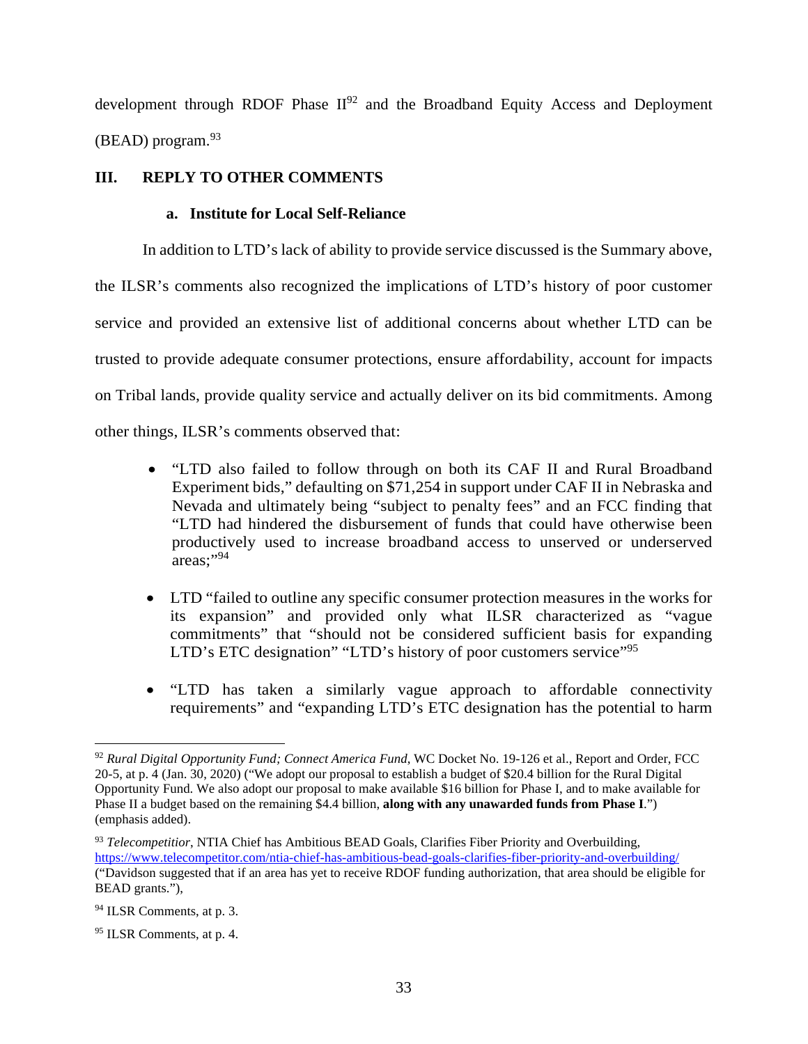development through RDOF Phase II[92] and the Broadband Equity Access and Deployment (BEAD) program.[93]

## III. REPLY TO OTHER COMMENTS

### a. Institute for Local Self-Reliance

In addition to LTD's lack of ability to provide service discussed is the Summary above, the ILSR's comments also recognized the implications of LTD's history of poor customer service and provided an extensive list of additional concerns about whether LTD can be trusted to provide adequate consumer protections, ensure affordability, account for impacts on Tribal lands, provide quality service and actually deliver on its bid commitments. Among other things, ILSR's comments observed that:

- "LTD also failed to follow through on both its CAF II and Rural Broadband Experiment bids," defaulting on $71,254 in support under CAF II in Nebraska and Nevada and ultimately being "subject to penalty fees" and an FCC finding that "LTD had hindered the disbursement of funds that could have otherwise been productively used to increase broadband access to unserved or underserved areas;"[94]

- LTD "failed to outline any specific consumer protection measures in the works for its expansion" and provided only what ILSR characterized as "vague commitments" that "should not be considered sufficient basis for expanding LTD's ETC designation" "LTD's history of poor customers service"[95]

- "LTD has taken a similarly vague approach to affordable connectivity requirements" and "expanding LTD's ETC designation has the potential to harm

---

[92] *Rural Digital Opportunity Fund; Connect America Fund*, WC Docket No. 19-126 et al., Report and Order, FCC 20-5, at p. 4 (Jan. 30, 2020) ("We adopt our proposal to establish a budget of $20.4 billion for the Rural Digital Opportunity Fund. We also adopt our proposal to make available $16 billion for Phase I, and to make available for Phase II a budget based on the remaining $4.4 billion, **along with any unawarded funds from Phase I**.") (emphasis added).

[93] *Telecompetitior*, NTIA Chief has Ambitious BEAD Goals, Clarifies Fiber Priority and Overbuilding, https://www.telecompetitor.com/ntia-chief-has-ambitious-bead-goals-clarifies-fiber-priority-and-overbuilding/ ("Davidson suggested that if an area has yet to receive RDOF funding authorization, that area should be eligible for BEAD grants."),

[94] ILSR Comments, at p. 3.

[95] ILSR Comments, at p. 4.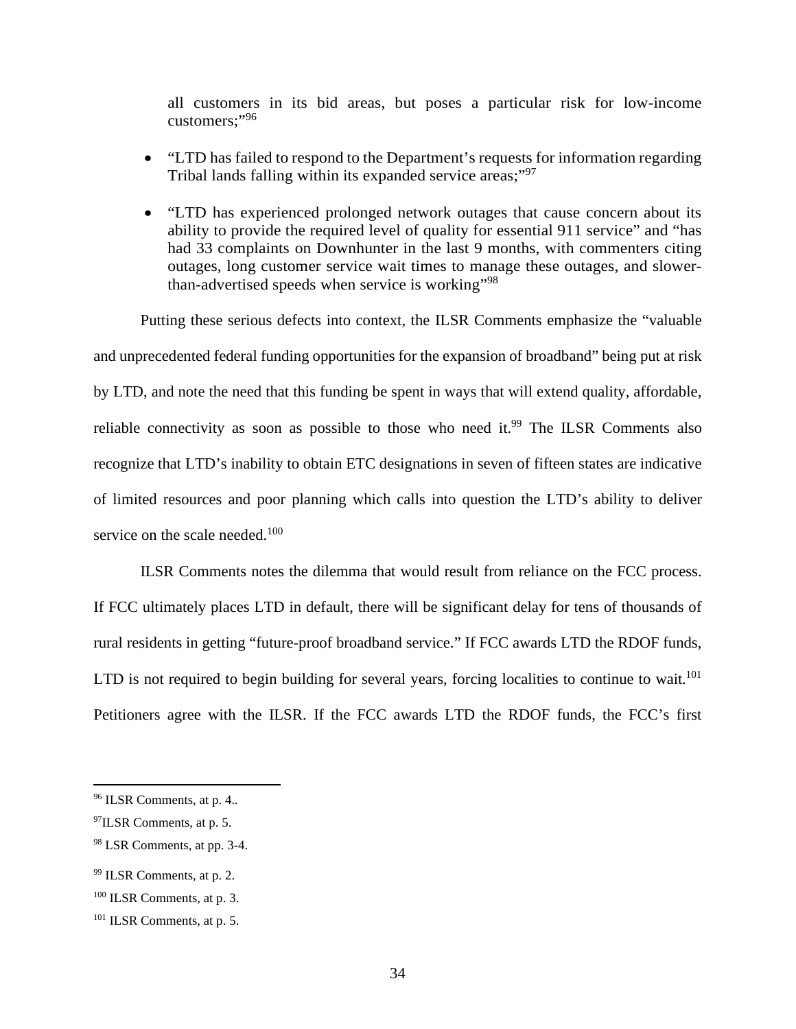all customers in its bid areas, but poses a particular risk for low-income customers;"[96]

- "LTD has failed to respond to the Department's requests for information regarding Tribal lands falling within its expanded service areas;"[97]
- "LTD has experienced prolonged network outages that cause concern about its ability to provide the required level of quality for essential 911 service" and "has had 33 complaints on Downhunter in the last 9 months, with commenters citing outages, long customer service wait times to manage these outages, and slower-than-advertised speeds when service is working"[98]

Putting these serious defects into context, the ILSR Comments emphasize the "valuable and unprecedented federal funding opportunities for the expansion of broadband" being put at risk by LTD, and note the need that this funding be spent in ways that will extend quality, affordable, reliable connectivity as soon as possible to those who need it.[99] The ILSR Comments also recognize that LTD's inability to obtain ETC designations in seven of fifteen states are indicative of limited resources and poor planning which calls into question the LTD's ability to deliver service on the scale needed.[100]

ILSR Comments notes the dilemma that would result from reliance on the FCC process. If FCC ultimately places LTD in default, there will be significant delay for tens of thousands of rural residents in getting "future-proof broadband service." If FCC awards LTD the RDOF funds, LTD is not required to begin building for several years, forcing localities to continue to wait.[101] Petitioners agree with the ILSR. If the FCC awards LTD the RDOF funds, the FCC's first

[96] ILSR Comments, at p. 4..

[97] ILSR Comments, at p. 5.

[98] LSR Comments, at pp. 3-4.

[99] ILSR Comments, at p. 2.

[100] ILSR Comments, at p. 3.

[101] ILSR Comments, at p. 5.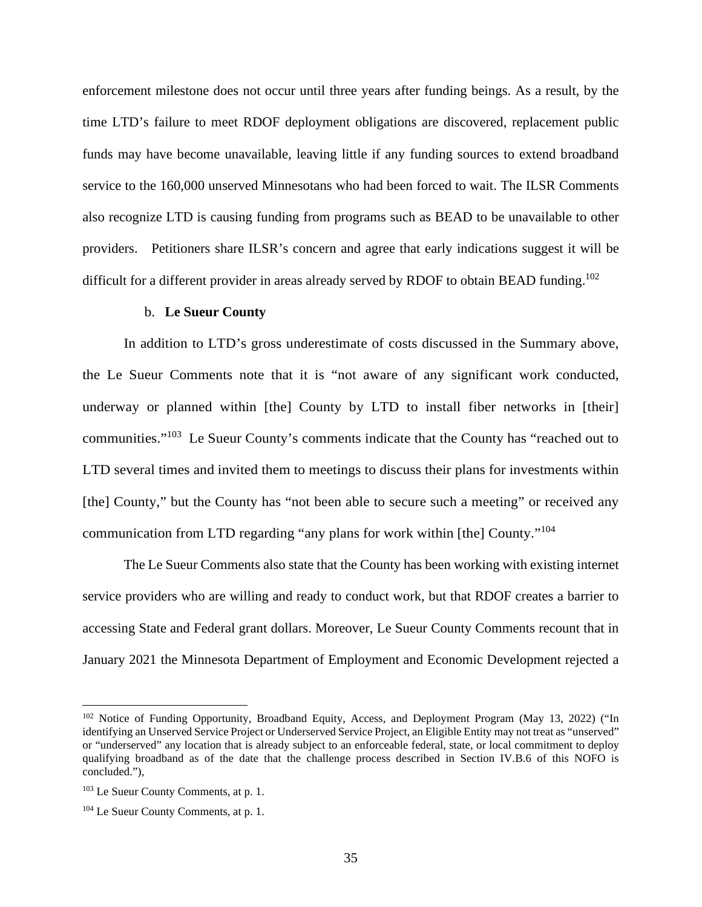enforcement milestone does not occur until three years after funding beings. As a result, by the time LTD's failure to meet RDOF deployment obligations are discovered, replacement public funds may have become unavailable, leaving little if any funding sources to extend broadband service to the 160,000 unserved Minnesotans who had been forced to wait. The ILSR Comments also recognize LTD is causing funding from programs such as BEAD to be unavailable to other providers. Petitioners share ILSR's concern and agree that early indications suggest it will be difficult for a different provider in areas already served by RDOF to obtain BEAD funding.[102]

b. **Le Sueur County**

In addition to LTD's gross underestimate of costs discussed in the Summary above, the Le Sueur Comments note that it is "not aware of any significant work conducted, underway or planned within [the] County by LTD to install fiber networks in [their] communities."[103] Le Sueur County's comments indicate that the County has "reached out to LTD several times and invited them to meetings to discuss their plans for investments within [the] County," but the County has "not been able to secure such a meeting" or received any communication from LTD regarding "any plans for work within [the] County."[104]

The Le Sueur Comments also state that the County has been working with existing internet service providers who are willing and ready to conduct work, but that RDOF creates a barrier to accessing State and Federal grant dollars. Moreover, Le Sueur County Comments recount that in January 2021 the Minnesota Department of Employment and Economic Development rejected a

---

[102] Notice of Funding Opportunity, Broadband Equity, Access, and Deployment Program (May 13, 2022) ("In identifying an Unserved Service Project or Underserved Service Project, an Eligible Entity may not treat as "unserved" or "underserved" any location that is already subject to an enforceable federal, state, or local commitment to deploy qualifying broadband as of the date that the challenge process described in Section IV.B.6 of this NOFO is concluded."),

[103] Le Sueur County Comments, at p. 1.

[104] Le Sueur County Comments, at p. 1.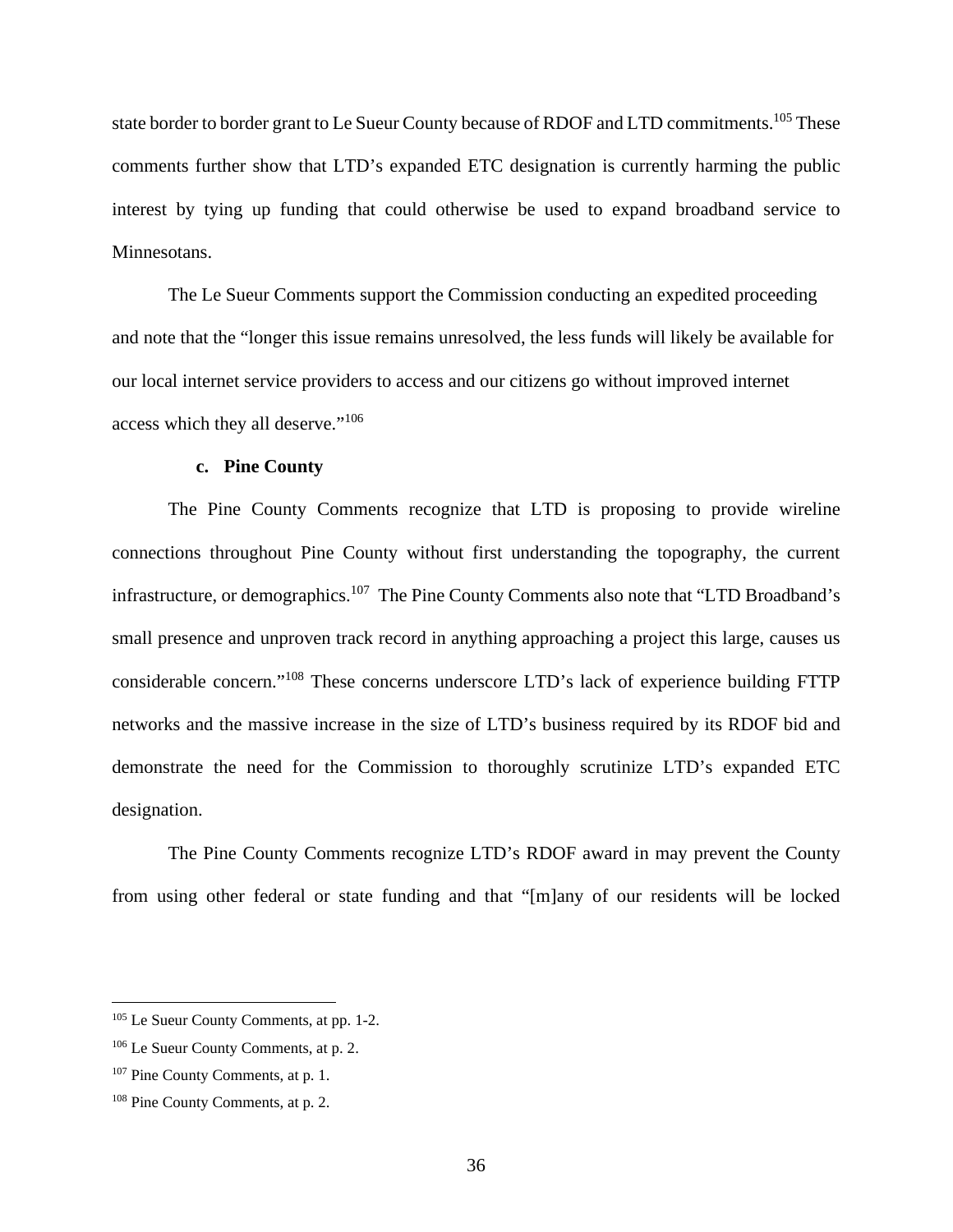state border to border grant to Le Sueur County because of RDOF and LTD commitments.[105] These comments further show that LTD's expanded ETC designation is currently harming the public interest by tying up funding that could otherwise be used to expand broadband service to Minnesotans.

The Le Sueur Comments support the Commission conducting an expedited proceeding and note that the "longer this issue remains unresolved, the less funds will likely be available for our local internet service providers to access and our citizens go without improved internet access which they all deserve."[106]

#### c. Pine County

The Pine County Comments recognize that LTD is proposing to provide wireline connections throughout Pine County without first understanding the topography, the current infrastructure, or demographics.[107] The Pine County Comments also note that "LTD Broadband's small presence and unproven track record in anything approaching a project this large, causes us considerable concern."[108] These concerns underscore LTD's lack of experience building FTTP networks and the massive increase in the size of LTD's business required by its RDOF bid and demonstrate the need for the Commission to thoroughly scrutinize LTD's expanded ETC designation.

The Pine County Comments recognize LTD's RDOF award in may prevent the County from using other federal or state funding and that "[m]any of our residents will be locked

---

[105] Le Sueur County Comments, at pp. 1-2.

[106] Le Sueur County Comments, at p. 2.

[107] Pine County Comments, at p. 1.

[108] Pine County Comments, at p. 2.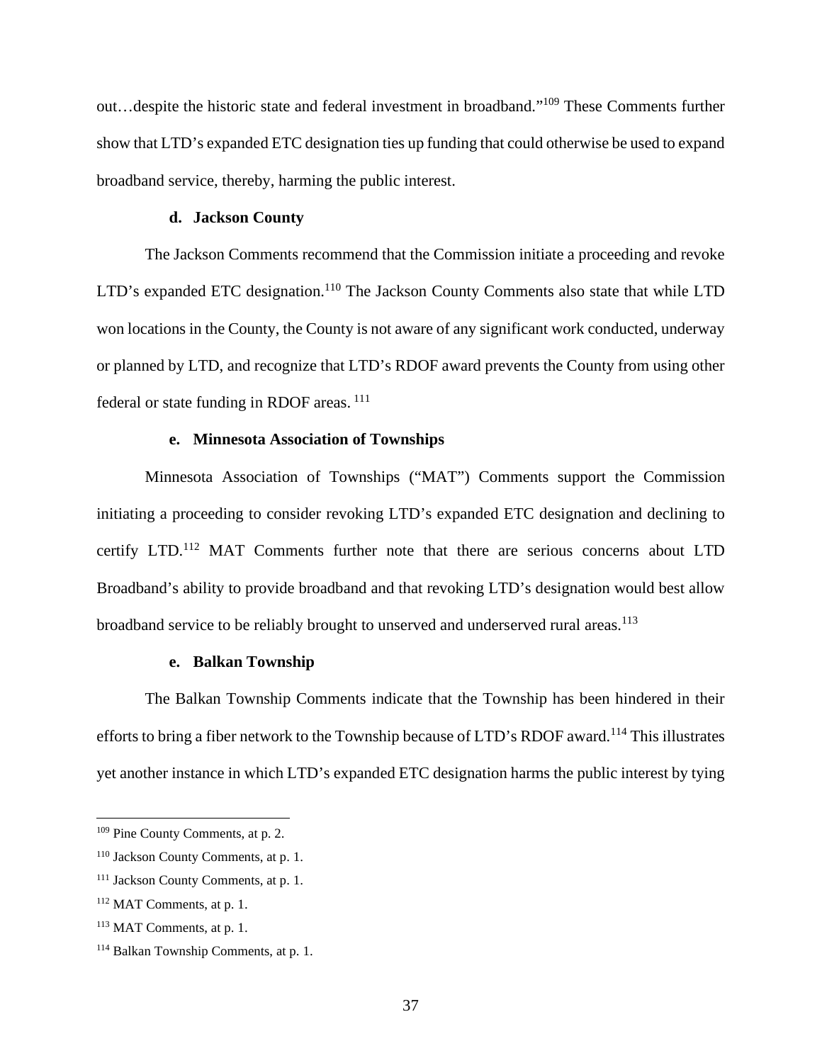out…despite the historic state and federal investment in broadband."[109] These Comments further show that LTD's expanded ETC designation ties up funding that could otherwise be used to expand broadband service, thereby, harming the public interest.

#### d. Jackson County

The Jackson Comments recommend that the Commission initiate a proceeding and revoke LTD's expanded ETC designation.[110] The Jackson County Comments also state that while LTD won locations in the County, the County is not aware of any significant work conducted, underway or planned by LTD, and recognize that LTD's RDOF award prevents the County from using other federal or state funding in RDOF areas. [111]

#### e. Minnesota Association of Townships

Minnesota Association of Townships ("MAT") Comments support the Commission initiating a proceeding to consider revoking LTD's expanded ETC designation and declining to certify LTD.[112] MAT Comments further note that there are serious concerns about LTD Broadband's ability to provide broadband and that revoking LTD's designation would best allow broadband service to be reliably brought to unserved and underserved rural areas.[113]

#### e. Balkan Township

The Balkan Township Comments indicate that the Township has been hindered in their efforts to bring a fiber network to the Township because of LTD's RDOF award.[114] This illustrates yet another instance in which LTD's expanded ETC designation harms the public interest by tying

---

[109] Pine County Comments, at p. 2.

[110] Jackson County Comments, at p. 1.

[111] Jackson County Comments, at p. 1.

[112] MAT Comments, at p. 1.

[113] MAT Comments, at p. 1.

[114] Balkan Township Comments, at p. 1.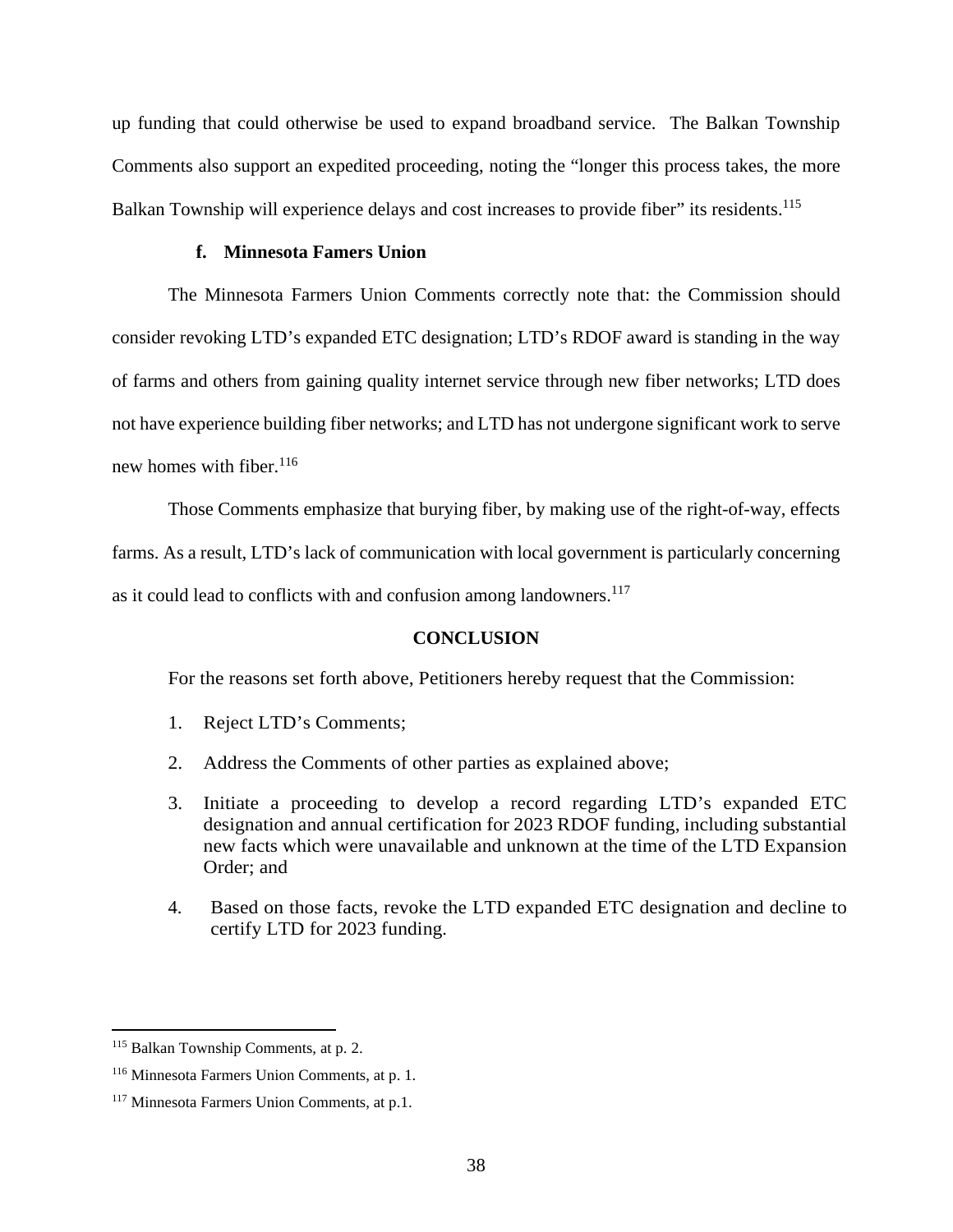up funding that could otherwise be used to expand broadband service. The Balkan Township Comments also support an expedited proceeding, noting the "longer this process takes, the more Balkan Township will experience delays and cost increases to provide fiber" its residents.[115]

#### f. Minnesota Famers Union

The Minnesota Farmers Union Comments correctly note that: the Commission should consider revoking LTD's expanded ETC designation; LTD's RDOF award is standing in the way of farms and others from gaining quality internet service through new fiber networks; LTD does not have experience building fiber networks; and LTD has not undergone significant work to serve new homes with fiber.[116]

Those Comments emphasize that burying fiber, by making use of the right-of-way, effects farms. As a result, LTD's lack of communication with local government is particularly concerning as it could lead to conflicts with and confusion among landowners.[117]

## CONCLUSION

For the reasons set forth above, Petitioners hereby request that the Commission:

1. Reject LTD's Comments;
2. Address the Comments of other parties as explained above;
3. Initiate a proceeding to develop a record regarding LTD's expanded ETC designation and annual certification for 2023 RDOF funding, including substantial new facts which were unavailable and unknown at the time of the LTD Expansion Order; and
4. Based on those facts, revoke the LTD expanded ETC designation and decline to certify LTD for 2023 funding.

---

[115] Balkan Township Comments, at p. 2.

[116] Minnesota Farmers Union Comments, at p. 1.

[117] Minnesota Farmers Union Comments, at p.1.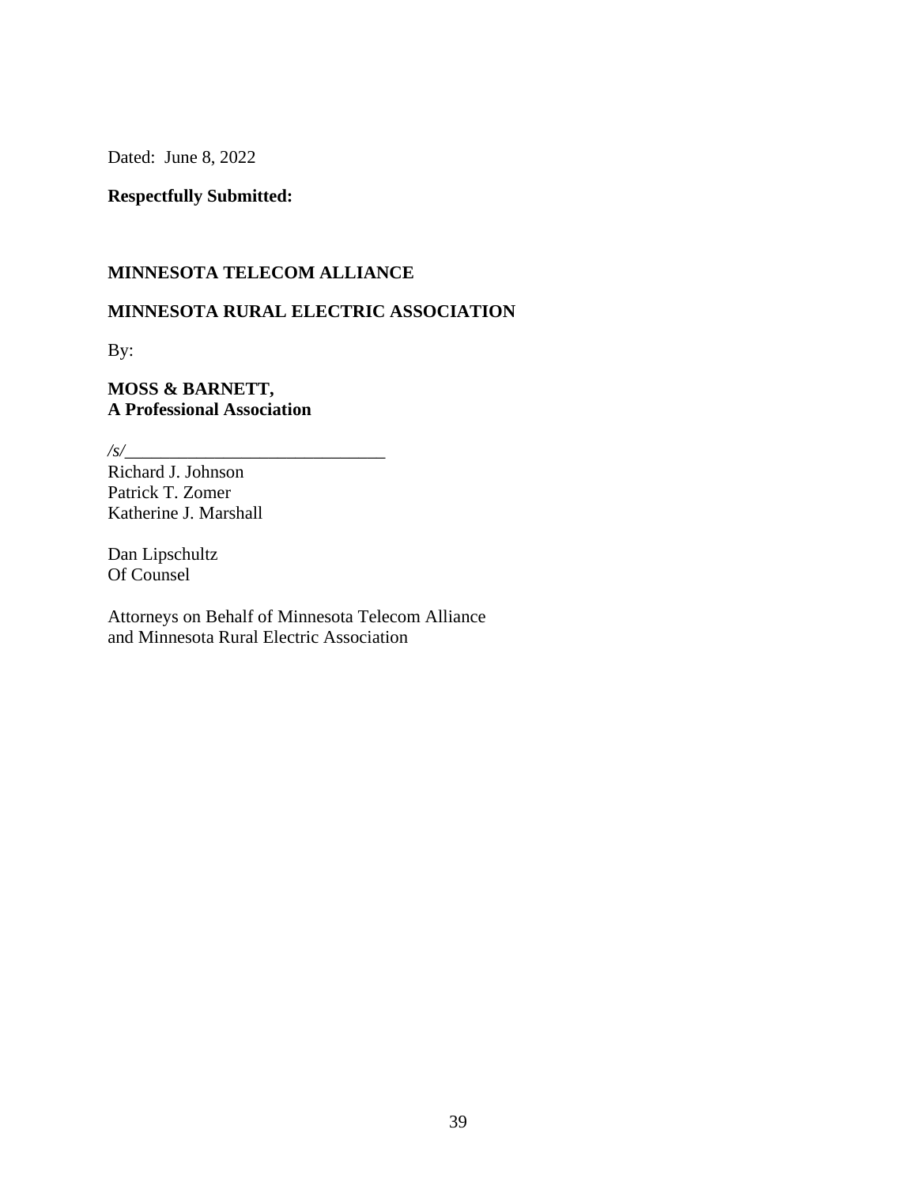Dated: June 8, 2022

**Respectfully Submitted:**

**MINNESOTA TELECOM ALLIANCE**

**MINNESOTA RURAL ELECTRIC ASSOCIATION**

By:

**MOSS & BARNETT,**
**A Professional Association**

/s/______________________________
Richard J. Johnson
Patrick T. Zomer
Katherine J. Marshall

Dan Lipschultz
Of Counsel

Attorneys on Behalf of Minnesota Telecom Alliance
and Minnesota Rural Electric Association